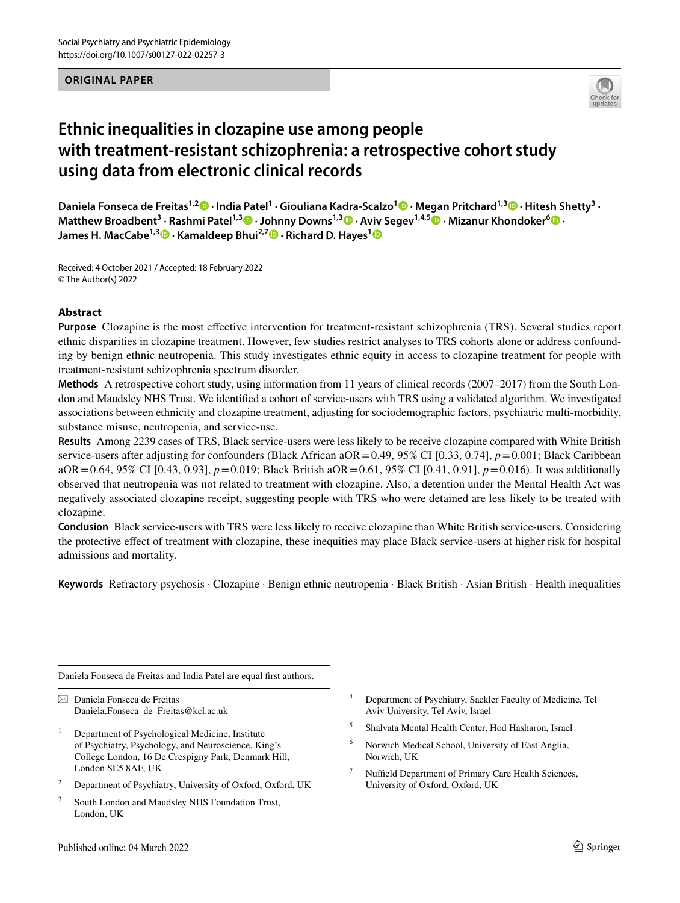ORIGINAL PAPER

# Ethnic inequalities in clozapine use among people with treatment-resistant schizophrenia: a retrospective cohort study using data from electronic clinical records

**Daniela Fonseca de Freitas[1,2] · India Patel[1] · Giouliana Kadra-Scalzo[1] · Megan Pritchard[1,3] · Hitesh Shetty[3] · Matthew Broadbent[3] · Rashmi Patel[1,3] · Johnny Downs[1,3] · Aviv Segev[1,4,5] · Mizanur Khondoker[6] · James H. MacCabe[1,3] · Kamaldeep Bhui[2,7] · Richard D. Hayes[1]**

Received: 4 October 2021 / Accepted: 18 February 2022
© The Author(s) 2022

## Abstract

**Purpose** Clozapine is the most effective intervention for treatment-resistant schizophrenia (TRS). Several studies report ethnic disparities in clozapine treatment. However, few studies restrict analyses to TRS cohorts alone or address confounding by benign ethnic neutropenia. This study investigates ethnic equity in access to clozapine treatment for people with treatment-resistant schizophrenia spectrum disorder.

**Methods** A retrospective cohort study, using information from 11 years of clinical records (2007–2017) from the South London and Maudsley NHS Trust. We identified a cohort of service-users with TRS using a validated algorithm. We investigated associations between ethnicity and clozapine treatment, adjusting for sociodemographic factors, psychiatric multi-morbidity, substance misuse, neutropenia, and service-use.

**Results** Among 2239 cases of TRS, Black service-users were less likely to be receive clozapine compared with White British service-users after adjusting for confounders (Black African aOR = 0.49, 95% CI [0.33, 0.74], $p = 0.001$; Black Caribbean aOR = 0.64, 95% CI [0.43, 0.93], $p = 0.019$; Black British aOR = 0.61, 95% CI [0.41, 0.91], $p = 0.016$). It was additionally observed that neutropenia was not related to treatment with clozapine. Also, a detention under the Mental Health Act was negatively associated clozapine receipt, suggesting people with TRS who were detained are less likely to be treated with clozapine.

**Conclusion** Black service-users with TRS were less likely to receive clozapine than White British service-users. Considering the protective effect of treatment with clozapine, these inequities may place Black service-users at higher risk for hospital admissions and mortality.

**Keywords** Refractory psychosis · Clozapine · Benign ethnic neutropenia · Black British · Asian British · Health inequalities

---

Daniela Fonseca de Freitas and India Patel are equal first authors.

✉ Daniela Fonseca de Freitas
Daniela.Fonseca_de_Freitas@kcl.ac.uk

[1] Department of Psychological Medicine, Institute of Psychiatry, Psychology, and Neuroscience, King's College London, 16 De Crespigny Park, Denmark Hill, London SE5 8AF, UK

[2] Department of Psychiatry, University of Oxford, Oxford, UK

[3] South London and Maudsley NHS Foundation Trust, London, UK

[4] Department of Psychiatry, Sackler Faculty of Medicine, Tel Aviv University, Tel Aviv, Israel

[5] Shalvata Mental Health Center, Hod Hasharon, Israel

[6] Norwich Medical School, University of East Anglia, Norwich, UK

[7] Nuffield Department of Primary Care Health Sciences, University of Oxford, Oxford, UK

Published online: 04 March 2022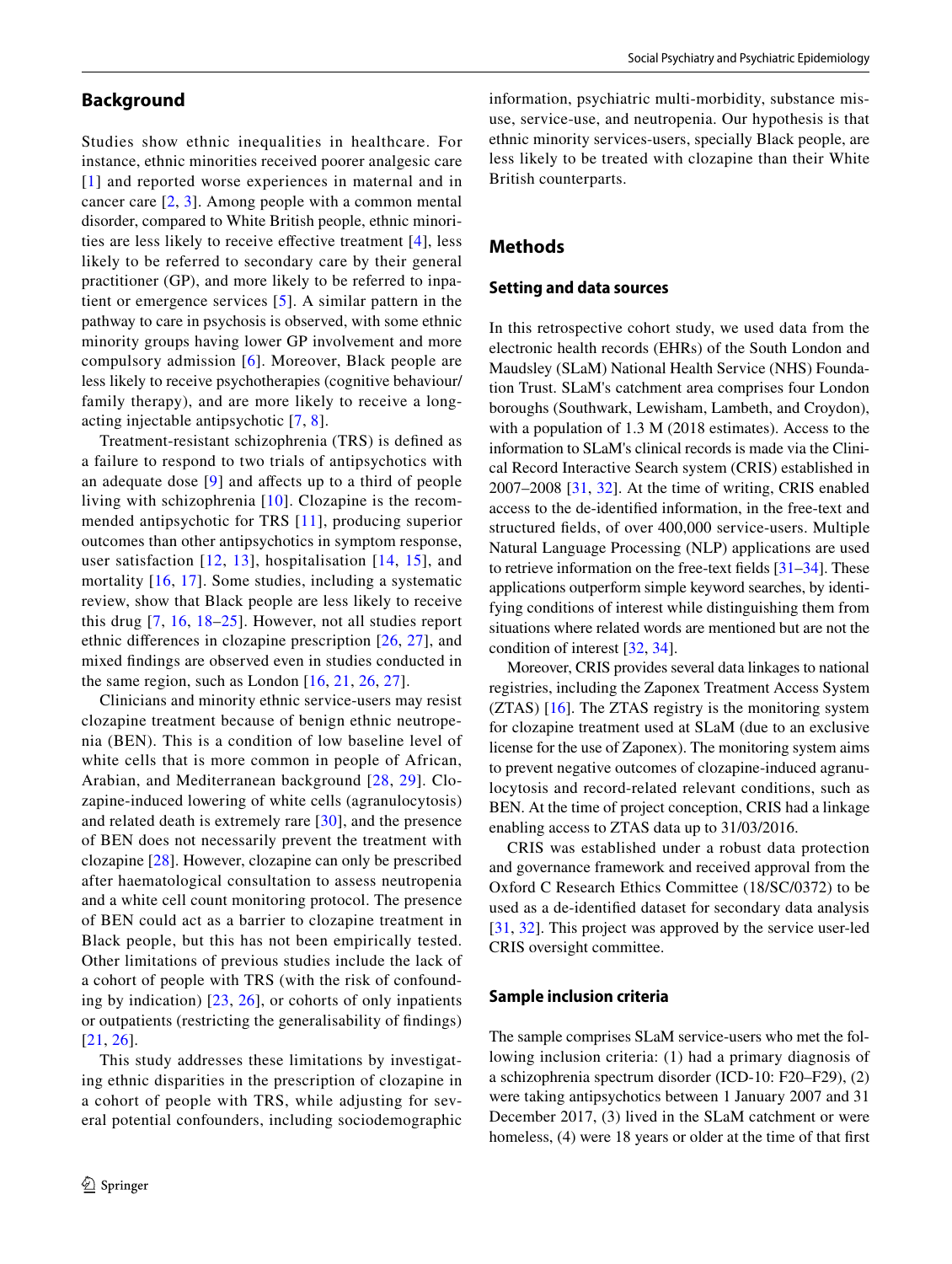## Background

Studies show ethnic inequalities in healthcare. For instance, ethnic minorities received poorer analgesic care [1] and reported worse experiences in maternal and in cancer care [2, 3]. Among people with a common mental disorder, compared to White British people, ethnic minorities are less likely to receive effective treatment [4], less likely to be referred to secondary care by their general practitioner (GP), and more likely to be referred to inpatient or emergence services [5]. A similar pattern in the pathway to care in psychosis is observed, with some ethnic minority groups having lower GP involvement and more compulsory admission [6]. Moreover, Black people are less likely to receive psychotherapies (cognitive behaviour/family therapy), and are more likely to receive a long-acting injectable antipsychotic [7, 8].

Treatment-resistant schizophrenia (TRS) is defined as a failure to respond to two trials of antipsychotics with an adequate dose [9] and affects up to a third of people living with schizophrenia [10]. Clozapine is the recommended antipsychotic for TRS [11], producing superior outcomes than other antipsychotics in symptom response, user satisfaction [12, 13], hospitalisation [14, 15], and mortality [16, 17]. Some studies, including a systematic review, show that Black people are less likely to receive this drug [7, 16, 18–25]. However, not all studies report ethnic differences in clozapine prescription [26, 27], and mixed findings are observed even in studies conducted in the same region, such as London [16, 21, 26, 27].

Clinicians and minority ethnic service-users may resist clozapine treatment because of benign ethnic neutropenia (BEN). This is a condition of low baseline level of white cells that is more common in people of African, Arabian, and Mediterranean background [28, 29]. Clozapine-induced lowering of white cells (agranulocytosis) and related death is extremely rare [30], and the presence of BEN does not necessarily prevent the treatment with clozapine [28]. However, clozapine can only be prescribed after haematological consultation to assess neutropenia and a white cell count monitoring protocol. The presence of BEN could act as a barrier to clozapine treatment in Black people, but this has not been empirically tested. Other limitations of previous studies include the lack of a cohort of people with TRS (with the risk of confounding by indication) [23, 26], or cohorts of only inpatients or outpatients (restricting the generalisability of findings) [21, 26].

This study addresses these limitations by investigating ethnic disparities in the prescription of clozapine in a cohort of people with TRS, while adjusting for several potential confounders, including sociodemographic information, psychiatric multi-morbidity, substance misuse, service-use, and neutropenia. Our hypothesis is that ethnic minority services-users, specially Black people, are less likely to be treated with clozapine than their White British counterparts.

## Methods

### Setting and data sources

In this retrospective cohort study, we used data from the electronic health records (EHRs) of the South London and Maudsley (SLaM) National Health Service (NHS) Foundation Trust. SLaM's catchment area comprises four London boroughs (Southwark, Lewisham, Lambeth, and Croydon), with a population of 1.3 M (2018 estimates). Access to the information to SLaM's clinical records is made via the Clinical Record Interactive Search system (CRIS) established in 2007–2008 [31, 32]. At the time of writing, CRIS enabled access to the de-identified information, in the free-text and structured fields, of over 400,000 service-users. Multiple Natural Language Processing (NLP) applications are used to retrieve information on the free-text fields [31–34]. These applications outperform simple keyword searches, by identifying conditions of interest while distinguishing them from situations where related words are mentioned but are not the condition of interest [32, 34].

Moreover, CRIS provides several data linkages to national registries, including the Zaponex Treatment Access System (ZTAS) [16]. The ZTAS registry is the monitoring system for clozapine treatment used at SLaM (due to an exclusive license for the use of Zaponex). The monitoring system aims to prevent negative outcomes of clozapine-induced agranulocytosis and record-related relevant conditions, such as BEN. At the time of project conception, CRIS had a linkage enabling access to ZTAS data up to 31/03/2016.

CRIS was established under a robust data protection and governance framework and received approval from the Oxford C Research Ethics Committee (18/SC/0372) to be used as a de-identified dataset for secondary data analysis [31, 32]. This project was approved by the service user-led CRIS oversight committee.

### Sample inclusion criteria

The sample comprises SLaM service-users who met the following inclusion criteria: (1) had a primary diagnosis of a schizophrenia spectrum disorder (ICD-10: F20–F29), (2) were taking antipsychotics between 1 January 2007 and 31 December 2017, (3) lived in the SLaM catchment or were homeless, (4) were 18 years or older at the time of that first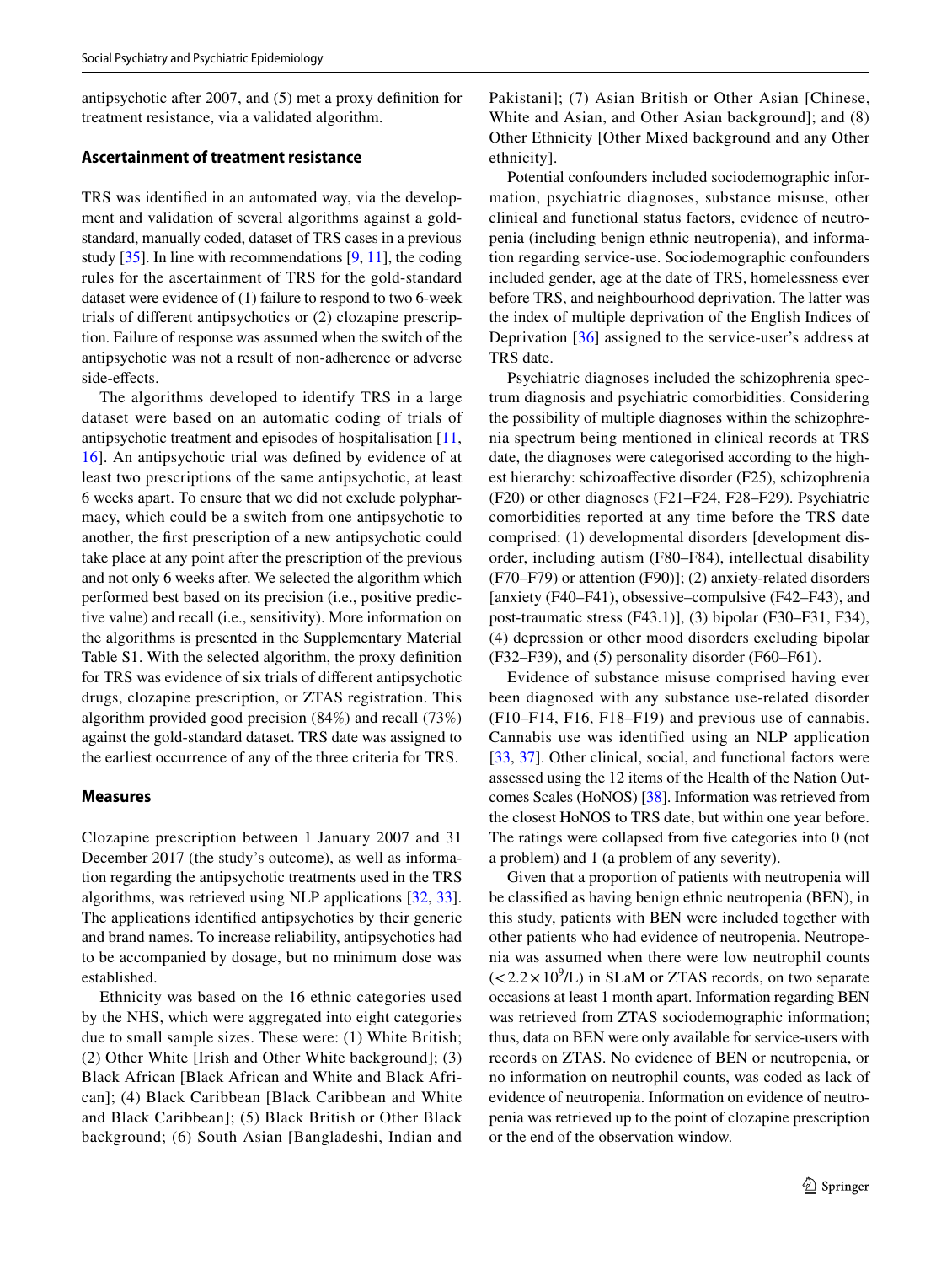antipsychotic after 2007, and (5) met a proxy definition for treatment resistance, via a validated algorithm.

### Ascertainment of treatment resistance

TRS was identified in an automated way, via the development and validation of several algorithms against a gold-standard, manually coded, dataset of TRS cases in a previous study [35]. In line with recommendations [9, 11], the coding rules for the ascertainment of TRS for the gold-standard dataset were evidence of (1) failure to respond to two 6-week trials of different antipsychotics or (2) clozapine prescription. Failure of response was assumed when the switch of the antipsychotic was not a result of non-adherence or adverse side-effects.

The algorithms developed to identify TRS in a large dataset were based on an automatic coding of trials of antipsychotic treatment and episodes of hospitalisation [11, 16]. An antipsychotic trial was defined by evidence of at least two prescriptions of the same antipsychotic, at least 6 weeks apart. To ensure that we did not exclude polypharmacy, which could be a switch from one antipsychotic to another, the first prescription of a new antipsychotic could take place at any point after the prescription of the previous and not only 6 weeks after. We selected the algorithm which performed best based on its precision (i.e., positive predictive value) and recall (i.e., sensitivity). More information on the algorithms is presented in the Supplementary Material Table S1. With the selected algorithm, the proxy definition for TRS was evidence of six trials of different antipsychotic drugs, clozapine prescription, or ZTAS registration. This algorithm provided good precision (84%) and recall (73%) against the gold-standard dataset. TRS date was assigned to the earliest occurrence of any of the three criteria for TRS.

### Measures

Clozapine prescription between 1 January 2007 and 31 December 2017 (the study's outcome), as well as information regarding the antipsychotic treatments used in the TRS algorithms, was retrieved using NLP applications [32, 33]. The applications identified antipsychotics by their generic and brand names. To increase reliability, antipsychotics had to be accompanied by dosage, but no minimum dose was established.

Ethnicity was based on the 16 ethnic categories used by the NHS, which were aggregated into eight categories due to small sample sizes. These were: (1) White British; (2) Other White [Irish and Other White background]; (3) Black African [Black African and White and Black African]; (4) Black Caribbean [Black Caribbean and White and Black Caribbean]; (5) Black British or Other Black background; (6) South Asian [Bangladeshi, Indian and Pakistani]; (7) Asian British or Other Asian [Chinese, White and Asian, and Other Asian background]; and (8) Other Ethnicity [Other Mixed background and any Other ethnicity].

Potential confounders included sociodemographic information, psychiatric diagnoses, substance misuse, other clinical and functional status factors, evidence of neutropenia (including benign ethnic neutropenia), and information regarding service-use. Sociodemographic confounders included gender, age at the date of TRS, homelessness ever before TRS, and neighbourhood deprivation. The latter was the index of multiple deprivation of the English Indices of Deprivation [36] assigned to the service-user's address at TRS date.

Psychiatric diagnoses included the schizophrenia spectrum diagnosis and psychiatric comorbidities. Considering the possibility of multiple diagnoses within the schizophrenia spectrum being mentioned in clinical records at TRS date, the diagnoses were categorised according to the highest hierarchy: schizoaffective disorder (F25), schizophrenia (F20) or other diagnoses (F21–F24, F28–F29). Psychiatric comorbidities reported at any time before the TRS date comprised: (1) developmental disorders [development disorder, including autism (F80–F84), intellectual disability (F70–F79) or attention (F90)]; (2) anxiety-related disorders [anxiety (F40–F41), obsessive–compulsive (F42–F43), and post-traumatic stress (F43.1)], (3) bipolar (F30–F31, F34), (4) depression or other mood disorders excluding bipolar (F32–F39), and (5) personality disorder (F60–F61).

Evidence of substance misuse comprised having ever been diagnosed with any substance use-related disorder (F10–F14, F16, F18–F19) and previous use of cannabis. Cannabis use was identified using an NLP application [33, 37]. Other clinical, social, and functional factors were assessed using the 12 items of the Health of the Nation Outcomes Scales (HoNOS) [38]. Information was retrieved from the closest HoNOS to TRS date, but within one year before. The ratings were collapsed from five categories into 0 (not a problem) and 1 (a problem of any severity).

Given that a proportion of patients with neutropenia will be classified as having benign ethnic neutropenia (BEN), in this study, patients with BEN were included together with other patients who had evidence of neutropenia. Neutropenia was assumed when there were low neutrophil counts ($<2.2\times10^9$/L) in SLaM or ZTAS records, on two separate occasions at least 1 month apart. Information regarding BEN was retrieved from ZTAS sociodemographic information; thus, data on BEN were only available for service-users with records on ZTAS. No evidence of BEN or neutropenia, or no information on neutrophil counts, was coded as lack of evidence of neutropenia. Information on evidence of neutropenia was retrieved up to the point of clozapine prescription or the end of the observation window.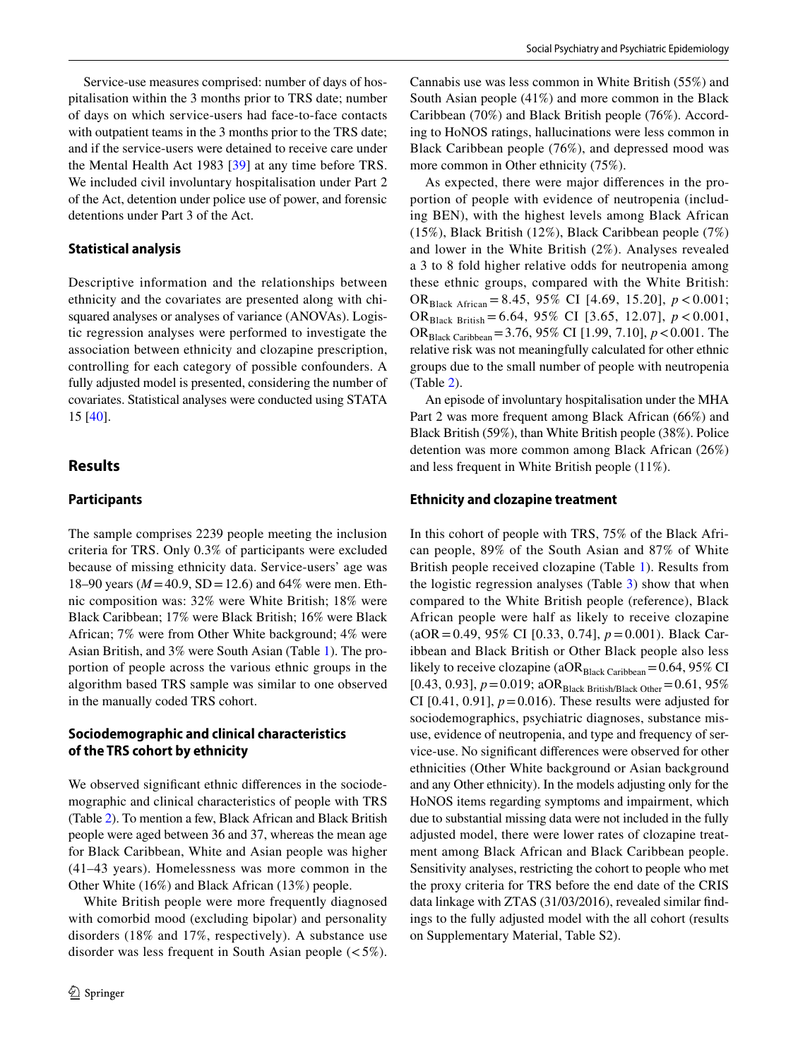Service-use measures comprised: number of days of hospitalisation within the 3 months prior to TRS date; number of days on which service-users had face-to-face contacts with outpatient teams in the 3 months prior to the TRS date; and if the service-users were detained to receive care under the Mental Health Act 1983 [39] at any time before TRS. We included civil involuntary hospitalisation under Part 2 of the Act, detention under police use of power, and forensic detentions under Part 3 of the Act.

### Statistical analysis

Descriptive information and the relationships between ethnicity and the covariates are presented along with chi-squared analyses or analyses of variance (ANOVAs). Logistic regression analyses were performed to investigate the association between ethnicity and clozapine prescription, controlling for each category of possible confounders. A fully adjusted model is presented, considering the number of covariates. Statistical analyses were conducted using STATA 15 [40].

## Results

### Participants

The sample comprises 2239 people meeting the inclusion criteria for TRS. Only 0.3% of participants were excluded because of missing ethnicity data. Service-users' age was 18–90 years ($M = 40.9$, $SD = 12.6$) and 64% were men. Ethnic composition was: 32% were White British; 18% were Black Caribbean; 17% were Black British; 16% were Black African; 7% were from Other White background; 4% were Asian British, and 3% were South Asian (Table 1). The proportion of people across the various ethnic groups in the algorithm based TRS sample was similar to one observed in the manually coded TRS cohort.

### Sociodemographic and clinical characteristics of the TRS cohort by ethnicity

We observed significant ethnic differences in the sociodemographic and clinical characteristics of people with TRS (Table 2). To mention a few, Black African and Black British people were aged between 36 and 37, whereas the mean age for Black Caribbean, White and Asian people was higher (41–43 years). Homelessness was more common in the Other White (16%) and Black African (13%) people.

White British people were more frequently diagnosed with comorbid mood (excluding bipolar) and personality disorders (18% and 17%, respectively). A substance use disorder was less frequent in South Asian people (< 5%). Cannabis use was less common in White British (55%) and South Asian people (41%) and more common in the Black Caribbean (70%) and Black British people (76%). According to HoNOS ratings, hallucinations were less common in Black Caribbean people (76%), and depressed mood was more common in Other ethnicity (75%).

As expected, there were major differences in the proportion of people with evidence of neutropenia (including BEN), with the highest levels among Black African (15%), Black British (12%), Black Caribbean people (7%) and lower in the White British (2%). Analyses revealed a 3 to 8 fold higher relative odds for neutropenia among these ethnic groups, compared with the White British: $OR_{\text{Black African}} = 8.45$, 95% CI [4.69, 15.20], $p < 0.001$; $OR_{\text{Black British}} = 6.64$, 95% CI [3.65, 12.07], $p < 0.001$, $OR_{\text{Black Caribbean}} = 3.76$, 95% CI [1.99, 7.10], $p < 0.001$. The relative risk was not meaningfully calculated for other ethnic groups due to the small number of people with neutropenia (Table 2).

An episode of involuntary hospitalisation under the MHA Part 2 was more frequent among Black African (66%) and Black British (59%), than White British people (38%). Police detention was more common among Black African (26%) and less frequent in White British people (11%).

### Ethnicity and clozapine treatment

In this cohort of people with TRS, 75% of the Black African people, 89% of the South Asian and 87% of White British people received clozapine (Table 1). Results from the logistic regression analyses (Table 3) show that when compared to the White British people (reference), Black African people were half as likely to receive clozapine ($aOR = 0.49$, 95% CI [0.33, 0.74], $p = 0.001$). Black Caribbean and Black British or Other Black people also less likely to receive clozapine ($aOR_{\text{Black Caribbean}} = 0.64$, 95% CI [0.43, 0.93], $p = 0.019$; $aOR_{\text{Black British/Black Other}} = 0.61$, 95% CI [0.41, 0.91], $p = 0.016$). These results were adjusted for sociodemographics, psychiatric diagnoses, substance misuse, evidence of neutropenia, and type and frequency of service-use. No significant differences were observed for other ethnicities (Other White background or Asian background and any Other ethnicity). In the models adjusting only for the HoNOS items regarding symptoms and impairment, which due to substantial missing data were not included in the fully adjusted model, there were lower rates of clozapine treatment among Black African and Black Caribbean people. Sensitivity analyses, restricting the cohort to people who met the proxy criteria for TRS before the end date of the CRIS data linkage with ZTAS (31/03/2016), revealed similar findings to the fully adjusted model with the all cohort (results on Supplementary Material, Table S2).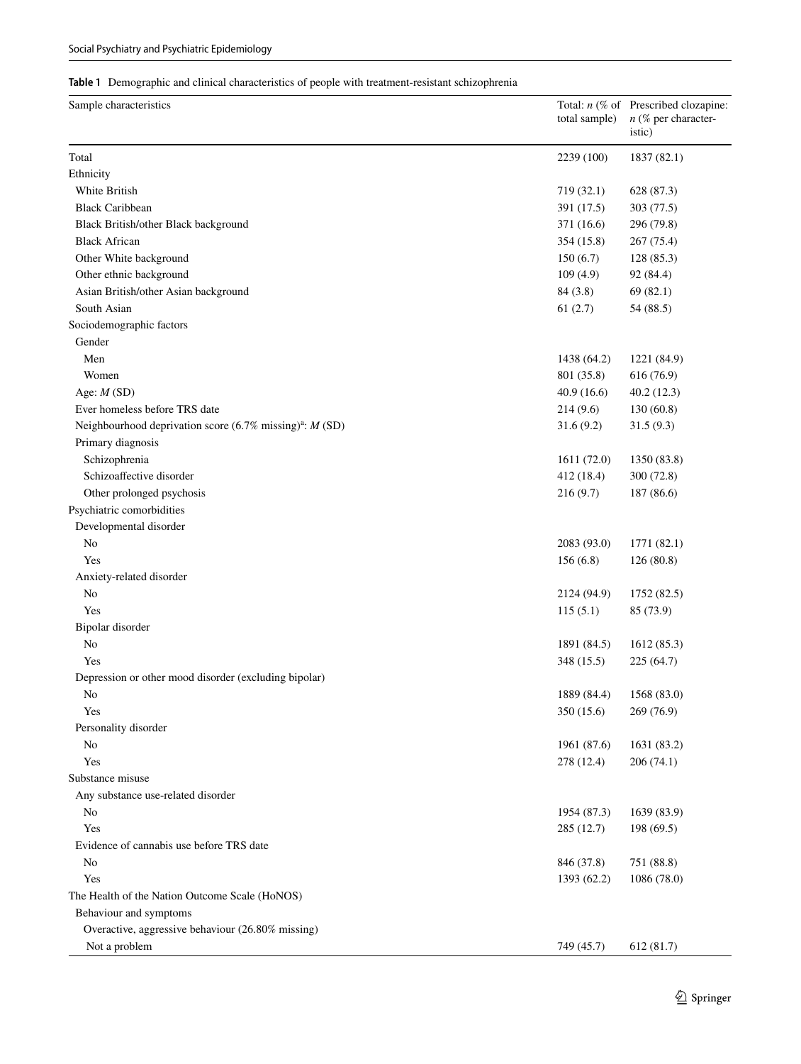**Table 1** Demographic and clinical characteristics of people with treatment-resistant schizophrenia

| Sample characteristics | Total: *n* (% of total sample) | Prescribed clozapine: *n* (% per characteristic) |
|---|---|---|
| Total | 2239 (100) | 1837 (82.1) |
| Ethnicity | | |
| White British | 719 (32.1) | 628 (87.3) |
| Black Caribbean | 391 (17.5) | 303 (77.5) |
| Black British/other Black background | 371 (16.6) | 296 (79.8) |
| Black African | 354 (15.8) | 267 (75.4) |
| Other White background | 150 (6.7) | 128 (85.3) |
| Other ethnic background | 109 (4.9) | 92 (84.4) |
| Asian British/other Asian background | 84 (3.8) | 69 (82.1) |
| South Asian | 61 (2.7) | 54 (88.5) |
| Sociodemographic factors | | |
| Gender | | |
| Men | 1438 (64.2) | 1221 (84.9) |
| Women | 801 (35.8) | 616 (76.9) |
| Age: *M* (SD) | 40.9 (16.6) | 40.2 (12.3) |
| Ever homeless before TRS date | 214 (9.6) | 130 (60.8) |
| Neighbourhood deprivation score (6.7% missing)[a]: *M* (SD) | 31.6 (9.2) | 31.5 (9.3) |
| Primary diagnosis | | |
| Schizophrenia | 1611 (72.0) | 1350 (83.8) |
| Schizoaffective disorder | 412 (18.4) | 300 (72.8) |
| Other prolonged psychosis | 216 (9.7) | 187 (86.6) |
| Psychiatric comorbidities | | |
| Developmental disorder | | |
| No | 2083 (93.0) | 1771 (82.1) |
| Yes | 156 (6.8) | 126 (80.8) |
| Anxiety-related disorder | | |
| No | 2124 (94.9) | 1752 (82.5) |
| Yes | 115 (5.1) | 85 (73.9) |
| Bipolar disorder | | |
| No | 1891 (84.5) | 1612 (85.3) |
| Yes | 348 (15.5) | 225 (64.7) |
| Depression or other mood disorder (excluding bipolar) | | |
| No | 1889 (84.4) | 1568 (83.0) |
| Yes | 350 (15.6) | 269 (76.9) |
| Personality disorder | | |
| No | 1961 (87.6) | 1631 (83.2) |
| Yes | 278 (12.4) | 206 (74.1) |
| Substance misuse | | |
| Any substance use-related disorder | | |
| No | 1954 (87.3) | 1639 (83.9) |
| Yes | 285 (12.7) | 198 (69.5) |
| Evidence of cannabis use before TRS date | | |
| No | 846 (37.8) | 751 (88.8) |
| Yes | 1393 (62.2) | 1086 (78.0) |
| The Health of the Nation Outcome Scale (HoNOS) | | |
| Behaviour and symptoms | | |
| Overactive, aggressive behaviour (26.80% missing) | | |
| Not a problem | 749 (45.7) | 612 (81.7) |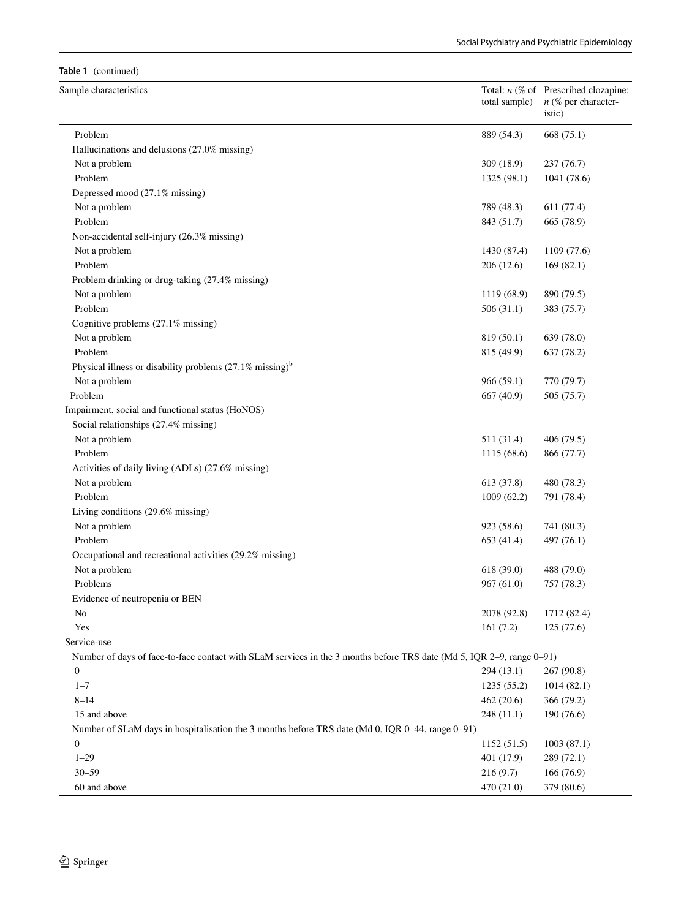**Table 1** (continued)

| Sample characteristics | Total: *n* (% of total sample) | Prescribed clozapine: *n* (% per characteristic) |
|---|---|---|
| Problem | 889 (54.3) | 668 (75.1) |
| Hallucinations and delusions (27.0% missing) | | |
| Not a problem | 309 (18.9) | 237 (76.7) |
| Problem | 1325 (98.1) | 1041 (78.6) |
| Depressed mood (27.1% missing) | | |
| Not a problem | 789 (48.3) | 611 (77.4) |
| Problem | 843 (51.7) | 665 (78.9) |
| Non-accidental self-injury (26.3% missing) | | |
| Not a problem | 1430 (87.4) | 1109 (77.6) |
| Problem | 206 (12.6) | 169 (82.1) |
| Problem drinking or drug-taking (27.4% missing) | | |
| Not a problem | 1119 (68.9) | 890 (79.5) |
| Problem | 506 (31.1) | 383 (75.7) |
| Cognitive problems (27.1% missing) | | |
| Not a problem | 819 (50.1) | 639 (78.0) |
| Problem | 815 (49.9) | 637 (78.2) |
| Physical illness or disability problems (27.1% missing)[b] | | |
| Not a problem | 966 (59.1) | 770 (79.7) |
| Problem | 667 (40.9) | 505 (75.7) |
| Impairment, social and functional status (HoNOS) | | |
| Social relationships (27.4% missing) | | |
| Not a problem | 511 (31.4) | 406 (79.5) |
| Problem | 1115 (68.6) | 866 (77.7) |
| Activities of daily living (ADLs) (27.6% missing) | | |
| Not a problem | 613 (37.8) | 480 (78.3) |
| Problem | 1009 (62.2) | 791 (78.4) |
| Living conditions (29.6% missing) | | |
| Not a problem | 923 (58.6) | 741 (80.3) |
| Problem | 653 (41.4) | 497 (76.1) |
| Occupational and recreational activities (29.2% missing) | | |
| Not a problem | 618 (39.0) | 488 (79.0) |
| Problems | 967 (61.0) | 757 (78.3) |
| Evidence of neutropenia or BEN | | |
| No | 2078 (92.8) | 1712 (82.4) |
| Yes | 161 (7.2) | 125 (77.6) |
| Service-use | | |
| Number of days of face-to-face contact with SLaM services in the 3 months before TRS date (Md 5, IQR 2–9, range 0–91) | | |
| 0 | 294 (13.1) | 267 (90.8) |
| 1–7 | 1235 (55.2) | 1014 (82.1) |
| 8–14 | 462 (20.6) | 366 (79.2) |
| 15 and above | 248 (11.1) | 190 (76.6) |
| Number of SLaM days in hospitalisation the 3 months before TRS date (Md 0, IQR 0–44, range 0–91) | | |
| 0 | 1152 (51.5) | 1003 (87.1) |
| 1–29 | 401 (17.9) | 289 (72.1) |
| 30–59 | 216 (9.7) | 166 (76.9) |
| 60 and above | 470 (21.0) | 379 (80.6) |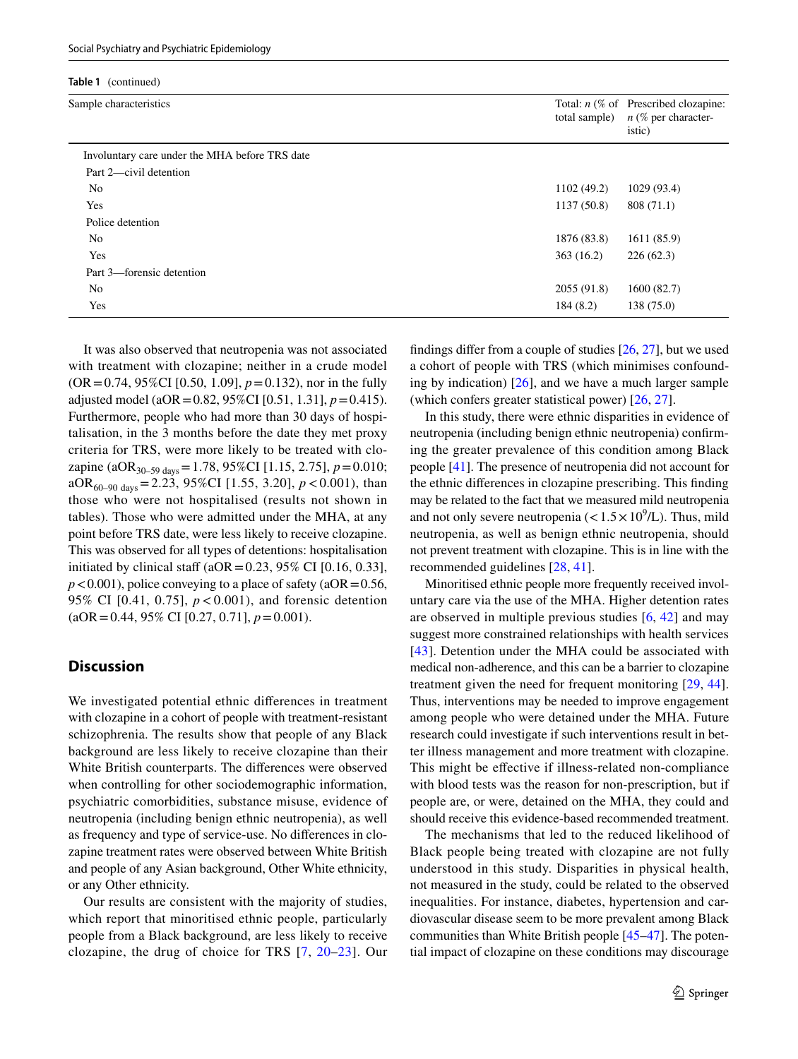**Table 1** (continued)

| Sample characteristics | Total: *n* (% of total sample) | Prescribed clozapine: *n* (% per characteristic) |
|---|---|---|
| Involuntary care under the MHA before TRS date | | |
| Part 2—civil detention | | |
| No | 1102 (49.2) | 1029 (93.4) |
| Yes | 1137 (50.8) | 808 (71.1) |
| Police detention | | |
| No | 1876 (83.8) | 1611 (85.9) |
| Yes | 363 (16.2) | 226 (62.3) |
| Part 3—forensic detention | | |
| No | 2055 (91.8) | 1600 (82.7) |
| Yes | 184 (8.2) | 138 (75.0) |

It was also observed that neutropenia was not associated with treatment with clozapine; neither in a crude model (OR = 0.74, 95%CI [0.50, 1.09], $p = 0.132$), nor in the fully adjusted model (aOR = 0.82, 95%CI [0.51, 1.31], $p = 0.415$). Furthermore, people who had more than 30 days of hospitalisation, in the 3 months before the date they met proxy criteria for TRS, were more likely to be treated with clozapine ($aOR_{30–59\ days} = 1.78$, 95%CI [1.15, 2.75], $p = 0.010$; $aOR_{60–90\ days} = 2.23$, 95%CI [1.55, 3.20], $p < 0.001$), than those who were not hospitalised (results not shown in tables). Those who were admitted under the MHA, at any point before TRS date, were less likely to receive clozapine. This was observed for all types of detentions: hospitalisation initiated by clinical staff (aOR = 0.23, 95% CI [0.16, 0.33], $p < 0.001$), police conveying to a place of safety (aOR = 0.56, 95% CI [0.41, 0.75], $p < 0.001$), and forensic detention (aOR = 0.44, 95% CI [0.27, 0.71], $p = 0.001$).

## Discussion

We investigated potential ethnic differences in treatment with clozapine in a cohort of people with treatment-resistant schizophrenia. The results show that people of any Black background are less likely to receive clozapine than their White British counterparts. The differences were observed when controlling for other sociodemographic information, psychiatric comorbidities, substance misuse, evidence of neutropenia (including benign ethnic neutropenia), as well as frequency and type of service-use. No differences in clozapine treatment rates were observed between White British and people of any Asian background, Other White ethnicity, or any Other ethnicity.

Our results are consistent with the majority of studies, which report that minoritised ethnic people, particularly people from a Black background, are less likely to receive clozapine, the drug of choice for TRS [7, 20–23]. Our findings differ from a couple of studies [26, 27], but we used a cohort of people with TRS (which minimises confounding by indication) [26], and we have a much larger sample (which confers greater statistical power) [26, 27].

In this study, there were ethnic disparities in evidence of neutropenia (including benign ethnic neutropenia) confirming the greater prevalence of this condition among Black people [41]. The presence of neutropenia did not account for the ethnic differences in clozapine prescribing. This finding may be related to the fact that we measured mild neutropenia and not only severe neutropenia ($< 1.5 \times 10^9$/L). Thus, mild neutropenia, as well as benign ethnic neutropenia, should not prevent treatment with clozapine. This is in line with the recommended guidelines [28, 41].

Minoritised ethnic people more frequently received involuntary care via the use of the MHA. Higher detention rates are observed in multiple previous studies [6, 42] and may suggest more constrained relationships with health services [43]. Detention under the MHA could be associated with medical non-adherence, and this can be a barrier to clozapine treatment given the need for frequent monitoring [29, 44]. Thus, interventions may be needed to improve engagement among people who were detained under the MHA. Future research could investigate if such interventions result in better illness management and more treatment with clozapine. This might be effective if illness-related non-compliance with blood tests was the reason for non-prescription, but if people are, or were, detained on the MHA, they could and should receive this evidence-based recommended treatment.

The mechanisms that led to the reduced likelihood of Black people being treated with clozapine are not fully understood in this study. Disparities in physical health, not measured in the study, could be related to the observed inequalities. For instance, diabetes, hypertension and cardiovascular disease seem to be more prevalent among Black communities than White British people [45–47]. The potential impact of clozapine on these conditions may discourage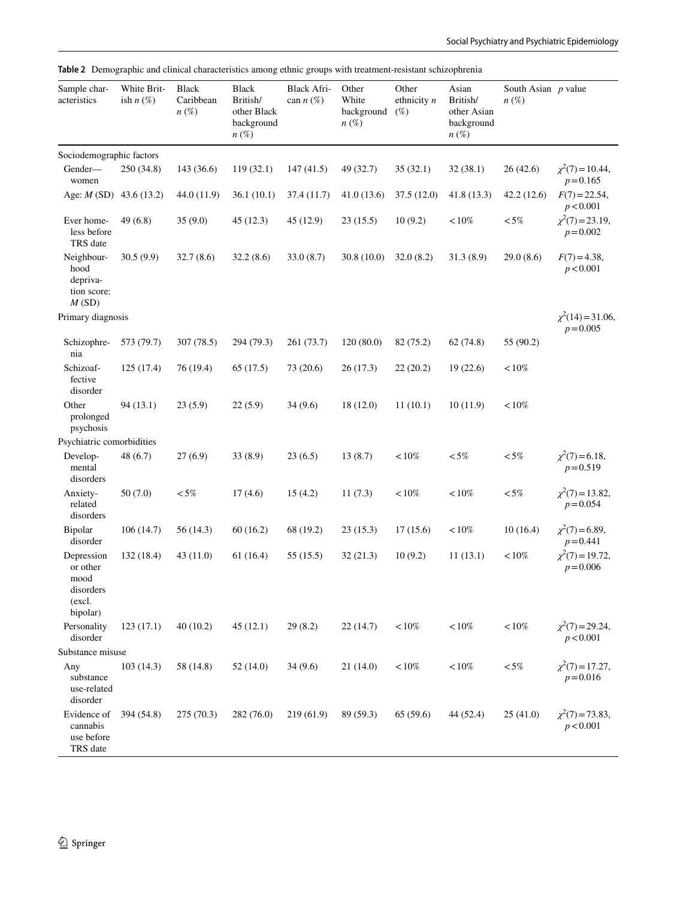**Table 2** Demographic and clinical characteristics among ethnic groups with treatment-resistant schizophrenia

| Sample characteristics | White British *n* (%) | Black Caribbean *n* (%) | Black British/other Black background *n* (%) | Black African *n* (%) | Other White background *n* (%) | Other ethnicity *n* (%) | Asian British/other Asian background *n* (%) | South Asian *n* (%) | *p* value |
|---|---|---|---|---|---|---|---|---|---|
| Sociodemographic factors | | | | | | | | | |
| Gender—women | 250 (34.8) | 143 (36.6) | 119 (32.1) | 147 (41.5) | 49 (32.7) | 35 (32.1) | 32 (38.1) | 26 (42.6) | $\chi^2(7)=10.44$, $p=0.165$ |
| Age: *M* (SD) | 43.6 (13.2) | 44.0 (11.9) | 36.1 (10.1) | 37.4 (11.7) | 41.0 (13.6) | 37.5 (12.0) | 41.8 (13.3) | 42.2 (12.6) | $F(7)=22.54$, $p<0.001$ |
| Ever homeless before TRS date | 49 (6.8) | 35 (9.0) | 45 (12.3) | 45 (12.9) | 23 (15.5) | 10 (9.2) | < 10% | < 5% | $\chi^2(7)=23.19$, $p=0.002$ |
| Neighbourhood deprivation score: *M* (SD) | 30.5 (9.9) | 32.7 (8.6) | 32.2 (8.6) | 33.0 (8.7) | 30.8 (10.0) | 32.0 (8.2) | 31.3 (8.9) | 29.0 (8.6) | $F(7)=4.38$, $p<0.001$ |
| Primary diagnosis | | | | | | | | | $\chi^2(14)=31.06$, $p=0.005$ |
| Schizophrenia | 573 (79.7) | 307 (78.5) | 294 (79.3) | 261 (73.7) | 120 (80.0) | 82 (75.2) | 62 (74.8) | 55 (90.2) | |
| Schizoaffective disorder | 125 (17.4) | 76 (19.4) | 65 (17.5) | 73 (20.6) | 26 (17.3) | 22 (20.2) | 19 (22.6) | < 10% | |
| Other prolonged psychosis | 94 (13.1) | 23 (5.9) | 22 (5.9) | 34 (9.6) | 18 (12.0) | 11 (10.1) | 10 (11.9) | < 10% | |
| Psychiatric comorbidities | | | | | | | | | |
| Developmental disorders | 48 (6.7) | 27 (6.9) | 33 (8.9) | 23 (6.5) | 13 (8.7) | < 10% | < 5% | < 5% | $\chi^2(7)=6.18$, $p=0.519$ |
| Anxiety-related disorders | 50 (7.0) | < 5% | 17 (4.6) | 15 (4.2) | 11 (7.3) | < 10% | < 10% | < 5% | $\chi^2(7)=13.82$, $p=0.054$ |
| Bipolar disorder | 106 (14.7) | 56 (14.3) | 60 (16.2) | 68 (19.2) | 23 (15.3) | 17 (15.6) | < 10% | 10 (16.4) | $\chi^2(7)=6.89$, $p=0.441$ |
| Depression or other mood disorders (excl. bipolar) | 132 (18.4) | 43 (11.0) | 61 (16.4) | 55 (15.5) | 32 (21.3) | 10 (9.2) | 11 (13.1) | < 10% | $\chi^2(7)=19.72$, $p=0.006$ |
| Personality disorder | 123 (17.1) | 40 (10.2) | 45 (12.1) | 29 (8.2) | 22 (14.7) | < 10% | < 10% | < 10% | $\chi^2(7)=29.24$, $p<0.001$ |
| Substance misuse | | | | | | | | | |
| Any substance use-related disorder | 103 (14.3) | 58 (14.8) | 52 (14.0) | 34 (9.6) | 21 (14.0) | < 10% | < 10% | < 5% | $\chi^2(7)=17.27$, $p=0.016$ |
| Evidence of cannabis use before TRS date | 394 (54.8) | 275 (70.3) | 282 (76.0) | 219 (61.9) | 89 (59.3) | 65 (59.6) | 44 (52.4) | 25 (41.0) | $\chi^2(7)=73.83$, $p<0.001$ |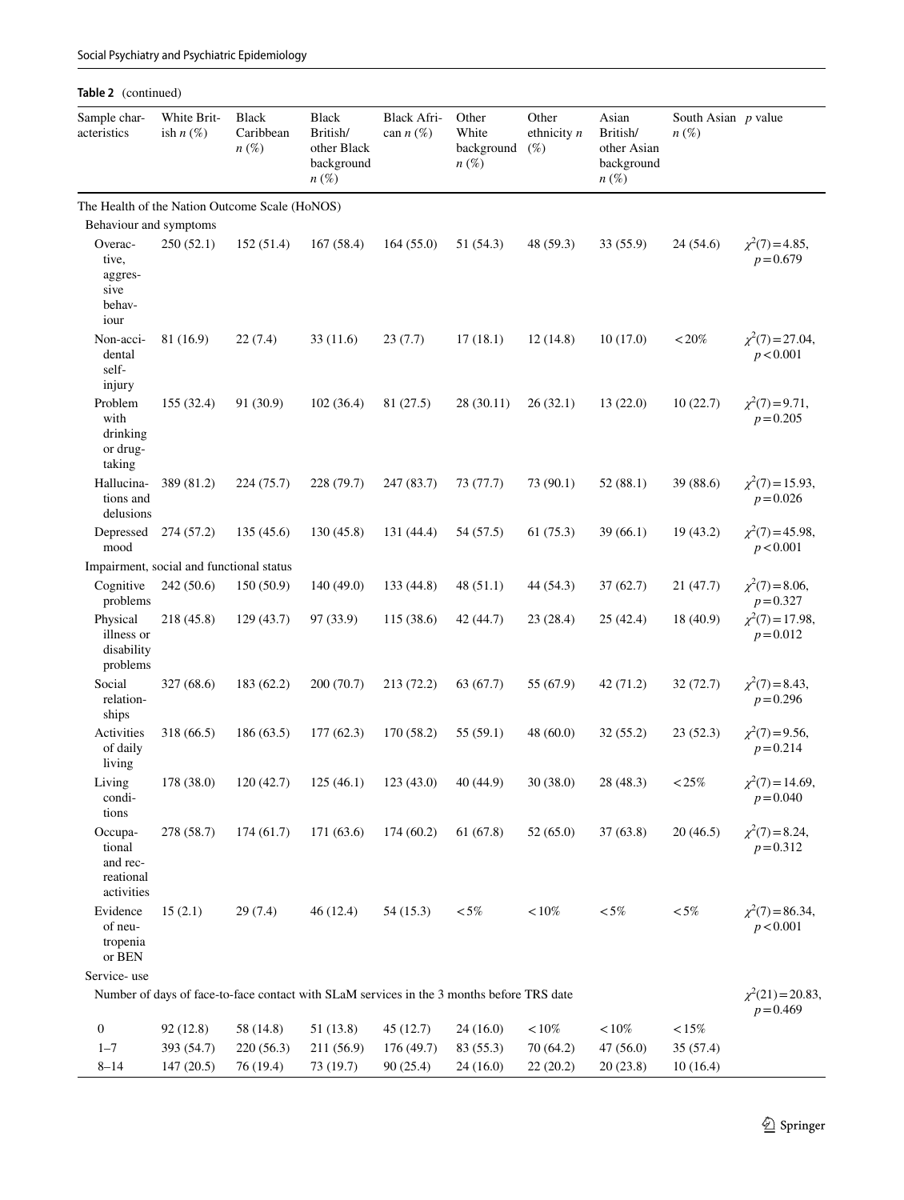**Table 2** (continued)

| Sample characteristics | White British $n$ (%) | Black Caribbean $n$ (%) | Black British/ other Black background $n$ (%) | Black African $n$ (%) | Other White background $n$ (%) | Other ethnicity $n$ (%) | Asian British/ other Asian background $n$ (%) | South Asian $n$ (%) | $p$ value |
|---|---|---|---|---|---|---|---|---|---|
| The Health of the Nation Outcome Scale (HoNOS) | | | | | | | | | |
| Behaviour and symptoms | | | | | | | | | |
| Overactive, aggressive behaviour | 250 (52.1) | 152 (51.4) | 167 (58.4) | 164 (55.0) | 51 (54.3) | 48 (59.3) | 33 (55.9) | 24 (54.6) | $\chi^2(7)=4.85$, $p=0.679$ |
| Non-accidental self-injury | 81 (16.9) | 22 (7.4) | 33 (11.6) | 23 (7.7) | 17 (18.1) | 12 (14.8) | 10 (17.0) | <20% | $\chi^2(7)=27.04$, $p<0.001$ |
| Problem with drinking or drug-taking | 155 (32.4) | 91 (30.9) | 102 (36.4) | 81 (27.5) | 28 (30.11) | 26 (32.1) | 13 (22.0) | 10 (22.7) | $\chi^2(7)=9.71$, $p=0.205$ |
| Hallucinations and delusions | 389 (81.2) | 224 (75.7) | 228 (79.7) | 247 (83.7) | 73 (77.7) | 73 (90.1) | 52 (88.1) | 39 (88.6) | $\chi^2(7)=15.93$, $p=0.026$ |
| Depressed mood | 274 (57.2) | 135 (45.6) | 130 (45.8) | 131 (44.4) | 54 (57.5) | 61 (75.3) | 39 (66.1) | 19 (43.2) | $\chi^2(7)=45.98$, $p<0.001$ |
| Impairment, social and functional status | | | | | | | | | |
| Cognitive problems | 242 (50.6) | 150 (50.9) | 140 (49.0) | 133 (44.8) | 48 (51.1) | 44 (54.3) | 37 (62.7) | 21 (47.7) | $\chi^2(7)=8.06$, $p=0.327$ |
| Physical illness or disability problems | 218 (45.8) | 129 (43.7) | 97 (33.9) | 115 (38.6) | 42 (44.7) | 23 (28.4) | 25 (42.4) | 18 (40.9) | $\chi^2(7)=17.98$, $p=0.012$ |
| Social relationships | 327 (68.6) | 183 (62.2) | 200 (70.7) | 213 (72.2) | 63 (67.7) | 55 (67.9) | 42 (71.2) | 32 (72.7) | $\chi^2(7)=8.43$, $p=0.296$ |
| Activities of daily living | 318 (66.5) | 186 (63.5) | 177 (62.3) | 170 (58.2) | 55 (59.1) | 48 (60.0) | 32 (55.2) | 23 (52.3) | $\chi^2(7)=9.56$, $p=0.214$ |
| Living conditions | 178 (38.0) | 120 (42.7) | 125 (46.1) | 123 (43.0) | 40 (44.9) | 30 (38.0) | 28 (48.3) | <25% | $\chi^2(7)=14.69$, $p=0.040$ |
| Occupational and recreational activities | 278 (58.7) | 174 (61.7) | 171 (63.6) | 174 (60.2) | 61 (67.8) | 52 (65.0) | 37 (63.8) | 20 (46.5) | $\chi^2(7)=8.24$, $p=0.312$ |
| Evidence of neutropenia or BEN | 15 (2.1) | 29 (7.4) | 46 (12.4) | 54 (15.3) | <5% | <10% | <5% | <5% | $\chi^2(7)=86.34$, $p<0.001$ |
| Service- use | | | | | | | | | |
| Number of days of face-to-face contact with SLaM services in the 3 months before TRS date | | | | | | | | | $\chi^2(21)=20.83$, $p=0.469$ |
| 0 | 92 (12.8) | 58 (14.8) | 51 (13.8) | 45 (12.7) | 24 (16.0) | <10% | <10% | <15% | |
| 1–7 | 393 (54.7) | 220 (56.3) | 211 (56.9) | 176 (49.7) | 83 (55.3) | 70 (64.2) | 47 (56.0) | 35 (57.4) | |
| 8–14 | 147 (20.5) | 76 (19.4) | 73 (19.7) | 90 (25.4) | 24 (16.0) | 22 (20.2) | 20 (23.8) | 10 (16.4) | |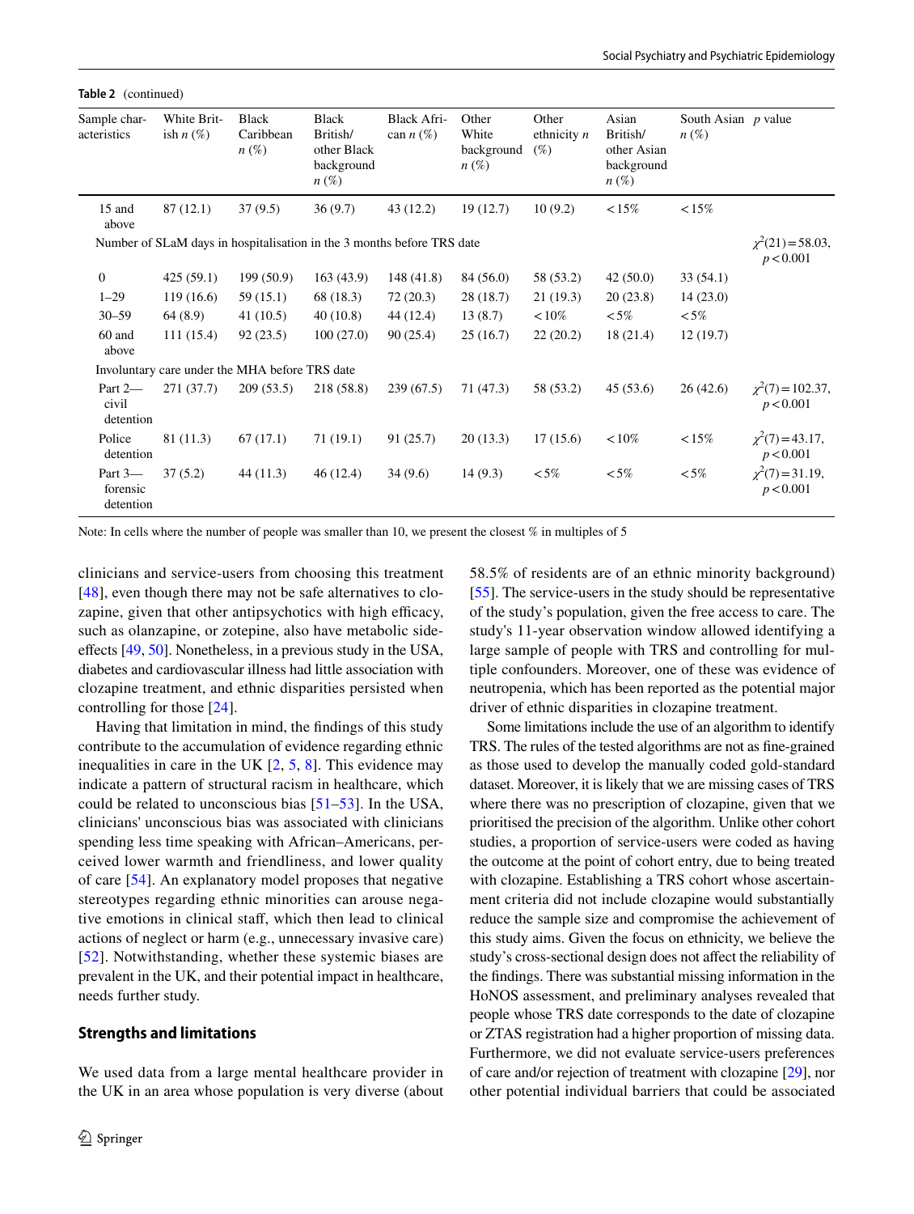**Table 2** (continued)

| Sample characteristics | White British n (%) | Black Caribbean n (%) | Black British/ other Black background n (%) | Black African n (%) | Other White background n (%) | Other ethnicity n (%) | Asian British/ other Asian background n (%) | South Asian n (%) | p value |
|---|---|---|---|---|---|---|---|---|---|
| 15 and above | 87 (12.1) | 37 (9.5) | 36 (9.7) | 43 (12.2) | 19 (12.7) | 10 (9.2) | < 15% | < 15% | |
| Number of SLaM days in hospitalisation in the 3 months before TRS date | | | | | | | | | $\chi^2(21) = 58.03$, $p < 0.001$ |
| 0 | 425 (59.1) | 199 (50.9) | 163 (43.9) | 148 (41.8) | 84 (56.0) | 58 (53.2) | 42 (50.0) | 33 (54.1) | |
| 1–29 | 119 (16.6) | 59 (15.1) | 68 (18.3) | 72 (20.3) | 28 (18.7) | 21 (19.3) | 20 (23.8) | 14 (23.0) | |
| 30–59 | 64 (8.9) | 41 (10.5) | 40 (10.8) | 44 (12.4) | 13 (8.7) | < 10% | < 5% | < 5% | |
| 60 and above | 111 (15.4) | 92 (23.5) | 100 (27.0) | 90 (25.4) | 25 (16.7) | 22 (20.2) | 18 (21.4) | 12 (19.7) | |
| Involuntary care under the MHA before TRS date | | | | | | | | | |
| Part 2—civil detention | 271 (37.7) | 209 (53.5) | 218 (58.8) | 239 (67.5) | 71 (47.3) | 58 (53.2) | 45 (53.6) | 26 (42.6) | $\chi^2(7) = 102.37$, $p < 0.001$ |
| Police detention | 81 (11.3) | 67 (17.1) | 71 (19.1) | 91 (25.7) | 20 (13.3) | 17 (15.6) | < 10% | < 15% | $\chi^2(7) = 43.17$, $p < 0.001$ |
| Part 3—forensic detention | 37 (5.2) | 44 (11.3) | 46 (12.4) | 34 (9.6) | 14 (9.3) | < 5% | < 5% | < 5% | $\chi^2(7) = 31.19$, $p < 0.001$ |

Note: In cells where the number of people was smaller than 10, we present the closest % in multiples of 5

clinicians and service-users from choosing this treatment [48], even though there may not be safe alternatives to clozapine, given that other antipsychotics with high efficacy, such as olanzapine, or zotepine, also have metabolic side-effects [49, 50]. Nonetheless, in a previous study in the USA, diabetes and cardiovascular illness had little association with clozapine treatment, and ethnic disparities persisted when controlling for those [24].

Having that limitation in mind, the findings of this study contribute to the accumulation of evidence regarding ethnic inequalities in care in the UK [2, 5, 8]. This evidence may indicate a pattern of structural racism in healthcare, which could be related to unconscious bias [51–53]. In the USA, clinicians' unconscious bias was associated with clinicians spending less time speaking with African–Americans, perceived lower warmth and friendliness, and lower quality of care [54]. An explanatory model proposes that negative stereotypes regarding ethnic minorities can arouse negative emotions in clinical staff, which then lead to clinical actions of neglect or harm (e.g., unnecessary invasive care) [52]. Notwithstanding, whether these systemic biases are prevalent in the UK, and their potential impact in healthcare, needs further study.

## Strengths and limitations

We used data from a large mental healthcare provider in the UK in an area whose population is very diverse (about 58.5% of residents are of an ethnic minority background) [55]. The service-users in the study should be representative of the study's population, given the free access to care. The study's 11-year observation window allowed identifying a large sample of people with TRS and controlling for multiple confounders. Moreover, one of these was evidence of neutropenia, which has been reported as the potential major driver of ethnic disparities in clozapine treatment.

Some limitations include the use of an algorithm to identify TRS. The rules of the tested algorithms are not as fine-grained as those used to develop the manually coded gold-standard dataset. Moreover, it is likely that we are missing cases of TRS where there was no prescription of clozapine, given that we prioritised the precision of the algorithm. Unlike other cohort studies, a proportion of service-users were coded as having the outcome at the point of cohort entry, due to being treated with clozapine. Establishing a TRS cohort whose ascertainment criteria did not include clozapine would substantially reduce the sample size and compromise the achievement of this study aims. Given the focus on ethnicity, we believe the study's cross-sectional design does not affect the reliability of the findings. There was substantial missing information in the HoNOS assessment, and preliminary analyses revealed that people whose TRS date corresponds to the date of clozapine or ZTAS registration had a higher proportion of missing data. Furthermore, we did not evaluate service-users preferences of care and/or rejection of treatment with clozapine [29], nor other potential individual barriers that could be associated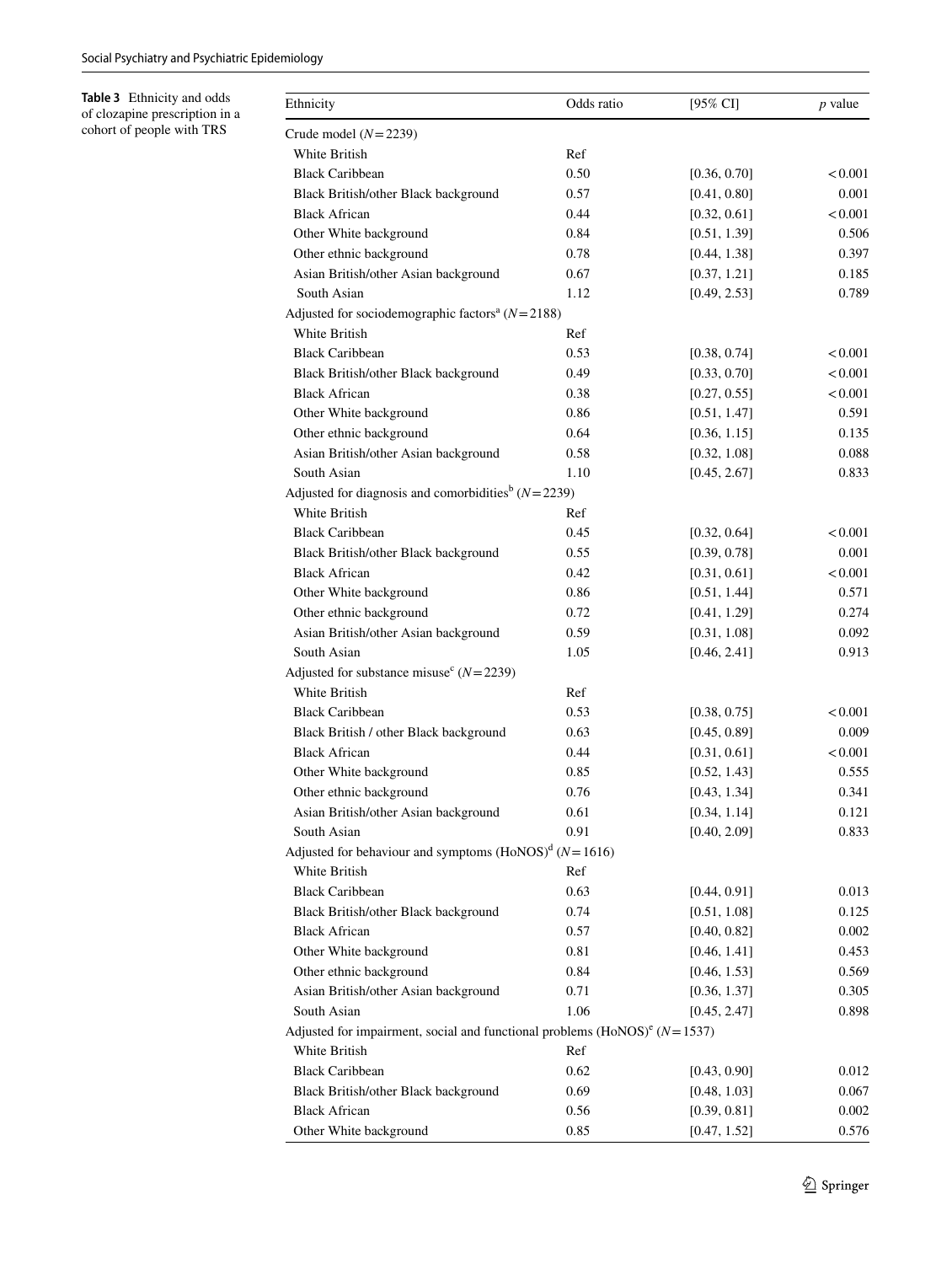**Table 3** Ethnicity and odds of clozapine prescription in a cohort of people with TRS

| Ethnicity | Odds ratio | [95% CI] | *p* value |
|---|---|---|---|
| Crude model (*N* = 2239) | | | |
| White British | Ref | | |
| Black Caribbean | 0.50 | [0.36, 0.70] | < 0.001 |
| Black British/other Black background | 0.57 | [0.41, 0.80] | 0.001 |
| Black African | 0.44 | [0.32, 0.61] | < 0.001 |
| Other White background | 0.84 | [0.51, 1.39] | 0.506 |
| Other ethnic background | 0.78 | [0.44, 1.38] | 0.397 |
| Asian British/other Asian background | 0.67 | [0.37, 1.21] | 0.185 |
| South Asian | 1.12 | [0.49, 2.53] | 0.789 |
| Adjusted for sociodemographic factors[a] (*N* = 2188) | | | |
| White British | Ref | | |
| Black Caribbean | 0.53 | [0.38, 0.74] | < 0.001 |
| Black British/other Black background | 0.49 | [0.33, 0.70] | < 0.001 |
| Black African | 0.38 | [0.27, 0.55] | < 0.001 |
| Other White background | 0.86 | [0.51, 1.47] | 0.591 |
| Other ethnic background | 0.64 | [0.36, 1.15] | 0.135 |
| Asian British/other Asian background | 0.58 | [0.32, 1.08] | 0.088 |
| South Asian | 1.10 | [0.45, 2.67] | 0.833 |
| Adjusted for diagnosis and comorbidities[b] (*N* = 2239) | | | |
| White British | Ref | | |
| Black Caribbean | 0.45 | [0.32, 0.64] | < 0.001 |
| Black British/other Black background | 0.55 | [0.39, 0.78] | 0.001 |
| Black African | 0.42 | [0.31, 0.61] | < 0.001 |
| Other White background | 0.86 | [0.51, 1.44] | 0.571 |
| Other ethnic background | 0.72 | [0.41, 1.29] | 0.274 |
| Asian British/other Asian background | 0.59 | [0.31, 1.08] | 0.092 |
| South Asian | 1.05 | [0.46, 2.41] | 0.913 |
| Adjusted for substance misuse[c] (*N* = 2239) | | | |
| White British | Ref | | |
| Black Caribbean | 0.53 | [0.38, 0.75] | < 0.001 |
| Black British / other Black background | 0.63 | [0.45, 0.89] | 0.009 |
| Black African | 0.44 | [0.31, 0.61] | < 0.001 |
| Other White background | 0.85 | [0.52, 1.43] | 0.555 |
| Other ethnic background | 0.76 | [0.43, 1.34] | 0.341 |
| Asian British/other Asian background | 0.61 | [0.34, 1.14] | 0.121 |
| South Asian | 0.91 | [0.40, 2.09] | 0.833 |
| Adjusted for behaviour and symptoms (HoNOS)[d] (*N* = 1616) | | | |
| White British | Ref | | |
| Black Caribbean | 0.63 | [0.44, 0.91] | 0.013 |
| Black British/other Black background | 0.74 | [0.51, 1.08] | 0.125 |
| Black African | 0.57 | [0.40, 0.82] | 0.002 |
| Other White background | 0.81 | [0.46, 1.41] | 0.453 |
| Other ethnic background | 0.84 | [0.46, 1.53] | 0.569 |
| Asian British/other Asian background | 0.71 | [0.36, 1.37] | 0.305 |
| South Asian | 1.06 | [0.45, 2.47] | 0.898 |
| Adjusted for impairment, social and functional problems (HoNOS)[e] (*N* = 1537) | | | |
| White British | Ref | | |
| Black Caribbean | 0.62 | [0.43, 0.90] | 0.012 |
| Black British/other Black background | 0.69 | [0.48, 1.03] | 0.067 |
| Black African | 0.56 | [0.39, 0.81] | 0.002 |
| Other White background | 0.85 | [0.47, 1.52] | 0.576 |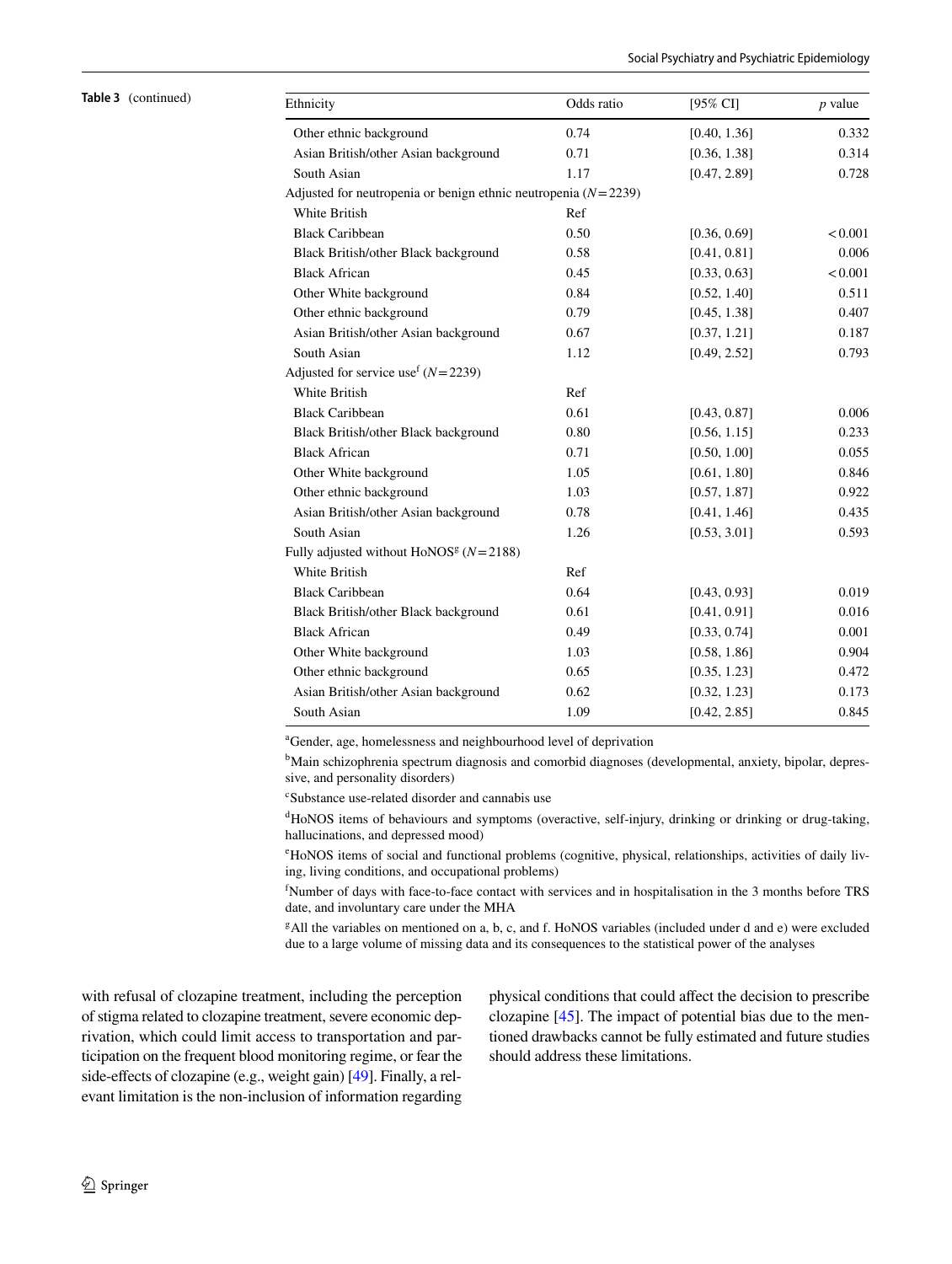**Table 3** (continued)

| Ethnicity | Odds ratio | [95% CI] | *p* value |
|---|---|---|---|
| Other ethnic background | 0.74 | [0.40, 1.36] | 0.332 |
| Asian British/other Asian background | 0.71 | [0.36, 1.38] | 0.314 |
| South Asian | 1.17 | [0.47, 2.89] | 0.728 |
| Adjusted for neutropenia or benign ethnic neutropenia ($N=2239$) | | | |
| White British | Ref | | |
| Black Caribbean | 0.50 | [0.36, 0.69] | < 0.001 |
| Black British/other Black background | 0.58 | [0.41, 0.81] | 0.006 |
| Black African | 0.45 | [0.33, 0.63] | < 0.001 |
| Other White background | 0.84 | [0.52, 1.40] | 0.511 |
| Other ethnic background | 0.79 | [0.45, 1.38] | 0.407 |
| Asian British/other Asian background | 0.67 | [0.37, 1.21] | 0.187 |
| South Asian | 1.12 | [0.49, 2.52] | 0.793 |
| Adjusted for service use[f] ($N=2239$) | | | |
| White British | Ref | | |
| Black Caribbean | 0.61 | [0.43, 0.87] | 0.006 |
| Black British/other Black background | 0.80 | [0.56, 1.15] | 0.233 |
| Black African | 0.71 | [0.50, 1.00] | 0.055 |
| Other White background | 1.05 | [0.61, 1.80] | 0.846 |
| Other ethnic background | 1.03 | [0.57, 1.87] | 0.922 |
| Asian British/other Asian background | 0.78 | [0.41, 1.46] | 0.435 |
| South Asian | 1.26 | [0.53, 3.01] | 0.593 |
| Fully adjusted without HoNOS[g] ($N=2188$) | | | |
| White British | Ref | | |
| Black Caribbean | 0.64 | [0.43, 0.93] | 0.019 |
| Black British/other Black background | 0.61 | [0.41, 0.91] | 0.016 |
| Black African | 0.49 | [0.33, 0.74] | 0.001 |
| Other White background | 1.03 | [0.58, 1.86] | 0.904 |
| Other ethnic background | 0.65 | [0.35, 1.23] | 0.472 |
| Asian British/other Asian background | 0.62 | [0.32, 1.23] | 0.173 |
| South Asian | 1.09 | [0.42, 2.85] | 0.845 |

[a]Gender, age, homelessness and neighbourhood level of deprivation

[b]Main schizophrenia spectrum diagnosis and comorbid diagnoses (developmental, anxiety, bipolar, depressive, and personality disorders)

[c]Substance use-related disorder and cannabis use

[d]HoNOS items of behaviours and symptoms (overactive, self-injury, drinking or drinking or drug-taking, hallucinations, and depressed mood)

[e]HoNOS items of social and functional problems (cognitive, physical, relationships, activities of daily living, living conditions, and occupational problems)

[f]Number of days with face-to-face contact with services and in hospitalisation in the 3 months before TRS date, and involuntary care under the MHA

[g]All the variables on mentioned on a, b, c, and f. HoNOS variables (included under d and e) were excluded due to a large volume of missing data and its consequences to the statistical power of the analyses

with refusal of clozapine treatment, including the perception of stigma related to clozapine treatment, severe economic deprivation, which could limit access to transportation and participation on the frequent blood monitoring regime, or fear the side-effects of clozapine (e.g., weight gain) [49]. Finally, a relevant limitation is the non-inclusion of information regarding physical conditions that could affect the decision to prescribe clozapine [45]. The impact of potential bias due to the mentioned drawbacks cannot be fully estimated and future studies should address these limitations.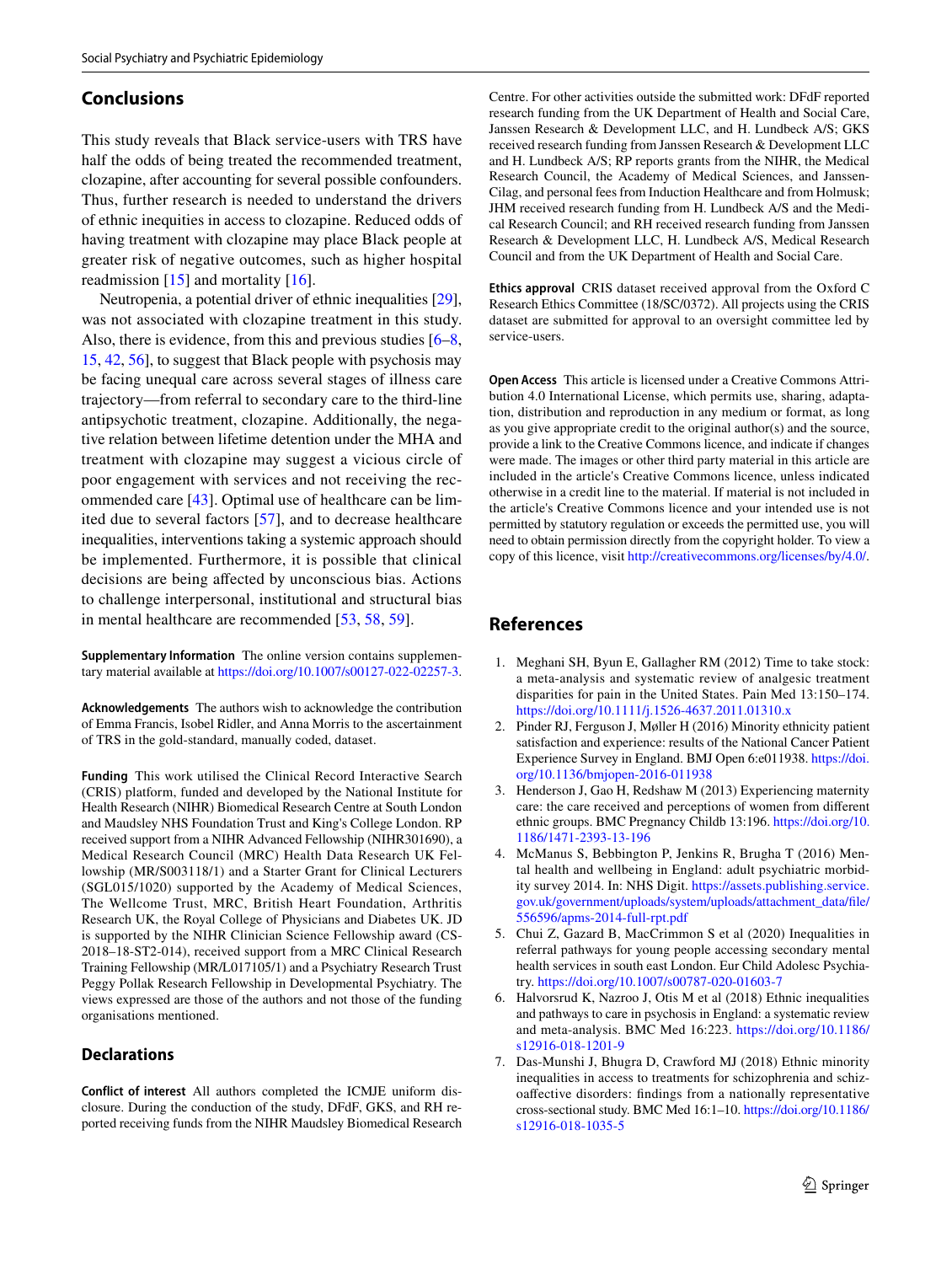## Conclusions

This study reveals that Black service-users with TRS have half the odds of being treated the recommended treatment, clozapine, after accounting for several possible confounders. Thus, further research is needed to understand the drivers of ethnic inequities in access to clozapine. Reduced odds of having treatment with clozapine may place Black people at greater risk of negative outcomes, such as higher hospital readmission [15] and mortality [16].

Neutropenia, a potential driver of ethnic inequalities [29], was not associated with clozapine treatment in this study. Also, there is evidence, from this and previous studies [6–8, 15, 42, 56], to suggest that Black people with psychosis may be facing unequal care across several stages of illness care trajectory—from referral to secondary care to the third-line antipsychotic treatment, clozapine. Additionally, the negative relation between lifetime detention under the MHA and treatment with clozapine may suggest a vicious circle of poor engagement with services and not receiving the recommended care [43]. Optimal use of healthcare can be limited due to several factors [57], and to decrease healthcare inequalities, interventions taking a systemic approach should be implemented. Furthermore, it is possible that clinical decisions are being affected by unconscious bias. Actions to challenge interpersonal, institutional and structural bias in mental healthcare are recommended [53, 58, 59].

**Supplementary Information** The online version contains supplementary material available at https://doi.org/10.1007/s00127-022-02257-3.

**Acknowledgements** The authors wish to acknowledge the contribution of Emma Francis, Isobel Ridler, and Anna Morris to the ascertainment of TRS in the gold-standard, manually coded, dataset.

**Funding** This work utilised the Clinical Record Interactive Search (CRIS) platform, funded and developed by the National Institute for Health Research (NIHR) Biomedical Research Centre at South London and Maudsley NHS Foundation Trust and King's College London. RP received support from a NIHR Advanced Fellowship (NIHR301690), a Medical Research Council (MRC) Health Data Research UK Fellowship (MR/S003118/1) and a Starter Grant for Clinical Lecturers (SGL015/1020) supported by the Academy of Medical Sciences, The Wellcome Trust, MRC, British Heart Foundation, Arthritis Research UK, the Royal College of Physicians and Diabetes UK. JD is supported by the NIHR Clinician Science Fellowship award (CS-2018–18-ST2-014), received support from a MRC Clinical Research Training Fellowship (MR/L017105/1) and a Psychiatry Research Trust Peggy Pollak Research Fellowship in Developmental Psychiatry. The views expressed are those of the authors and not those of the funding organisations mentioned.

## Declarations

**Conflict of interest** All authors completed the ICMJE uniform disclosure. During the conduction of the study, DFdF, GKS, and RH reported receiving funds from the NIHR Maudsley Biomedical Research Centre. For other activities outside the submitted work: DFdF reported research funding from the UK Department of Health and Social Care, Janssen Research & Development LLC, and H. Lundbeck A/S; GKS received research funding from Janssen Research & Development LLC and H. Lundbeck A/S; RP reports grants from the NIHR, the Medical Research Council, the Academy of Medical Sciences, and Janssen-Cilag, and personal fees from Induction Healthcare and from Holmusk; JHM received research funding from H. Lundbeck A/S and the Medical Research Council; and RH received research funding from Janssen Research & Development LLC, H. Lundbeck A/S, Medical Research Council and from the UK Department of Health and Social Care.

**Ethics approval** CRIS dataset received approval from the Oxford C Research Ethics Committee (18/SC/0372). All projects using the CRIS dataset are submitted for approval to an oversight committee led by service-users.

**Open Access** This article is licensed under a Creative Commons Attribution 4.0 International License, which permits use, sharing, adaptation, distribution and reproduction in any medium or format, as long as you give appropriate credit to the original author(s) and the source, provide a link to the Creative Commons licence, and indicate if changes were made. The images or other third party material in this article are included in the article's Creative Commons licence, unless indicated otherwise in a credit line to the material. If material is not included in the article's Creative Commons licence and your intended use is not permitted by statutory regulation or exceeds the permitted use, you will need to obtain permission directly from the copyright holder. To view a copy of this licence, visit http://creativecommons.org/licenses/by/4.0/.

## References

1. Meghani SH, Byun E, Gallagher RM (2012) Time to take stock: a meta-analysis and systematic review of analgesic treatment disparities for pain in the United States. Pain Med 13:150–174. https://doi.org/10.1111/j.1526-4637.2011.01310.x
2. Pinder RJ, Ferguson J, Møller H (2016) Minority ethnicity patient satisfaction and experience: results of the National Cancer Patient Experience Survey in England. BMJ Open 6:e011938. https://doi.org/10.1136/bmjopen-2016-011938
3. Henderson J, Gao H, Redshaw M (2013) Experiencing maternity care: the care received and perceptions of women from different ethnic groups. BMC Pregnancy Childb 13:196. https://doi.org/10.1186/1471-2393-13-196
4. McManus S, Bebbington P, Jenkins R, Brugha T (2016) Mental health and wellbeing in England: adult psychiatric morbidity survey 2014. In: NHS Digit. https://assets.publishing.service.gov.uk/government/uploads/system/uploads/attachment_data/file/556596/apms-2014-full-rpt.pdf
5. Chui Z, Gazard B, MacCrimmon S et al (2020) Inequalities in referral pathways for young people accessing secondary mental health services in south east London. Eur Child Adolesc Psychiatry. https://doi.org/10.1007/s00787-020-01603-7
6. Halvorsrud K, Nazroo J, Otis M et al (2018) Ethnic inequalities and pathways to care in psychosis in England: a systematic review and meta-analysis. BMC Med 16:223. https://doi.org/10.1186/s12916-018-1201-9
7. Das-Munshi J, Bhugra D, Crawford MJ (2018) Ethnic minority inequalities in access to treatments for schizophrenia and schizoaffective disorders: findings from a nationally representative cross-sectional study. BMC Med 16:1–10. https://doi.org/10.1186/s12916-018-1035-5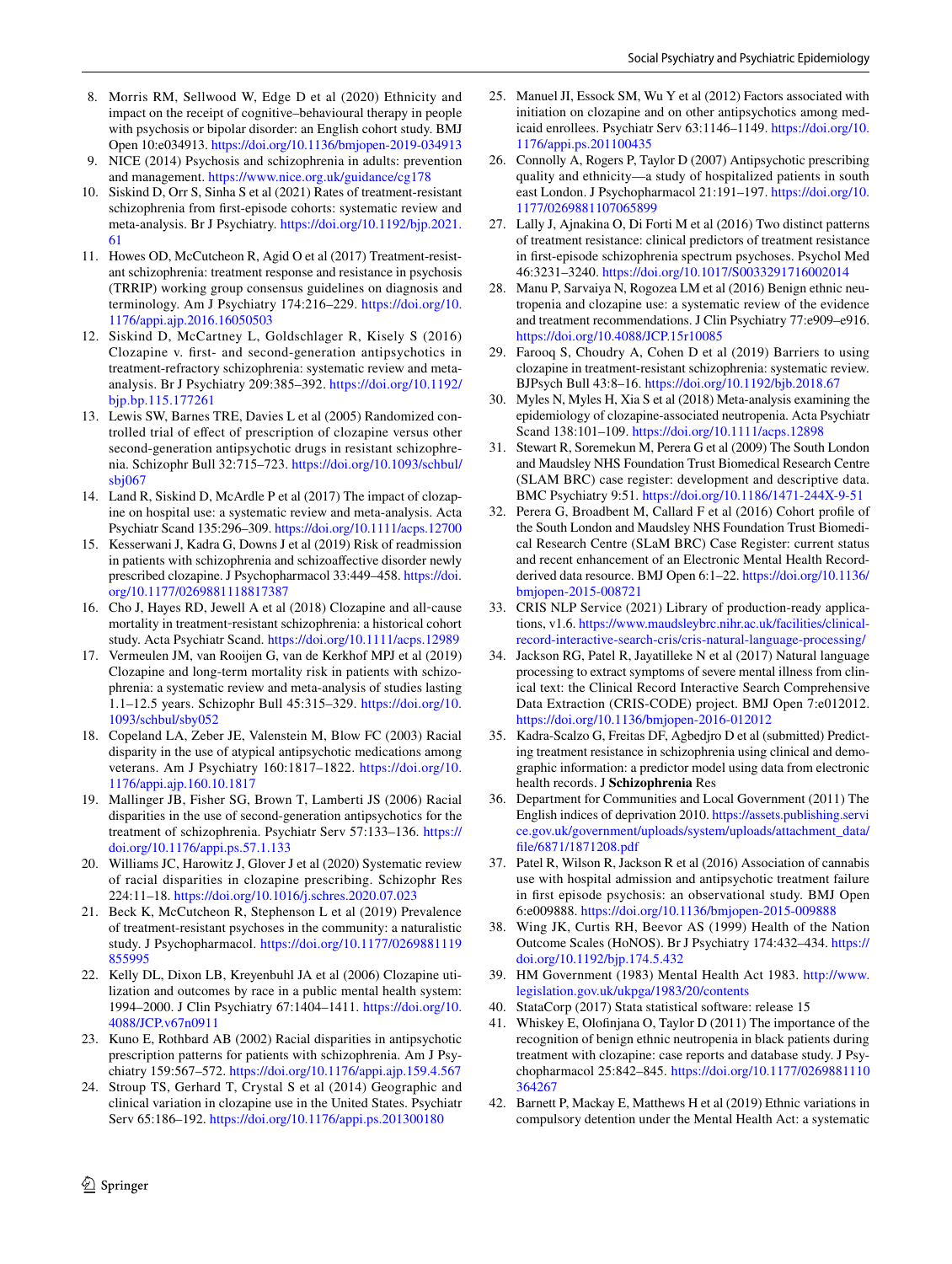8. Morris RM, Sellwood W, Edge D et al (2020) Ethnicity and impact on the receipt of cognitive–behavioural therapy in people with psychosis or bipolar disorder: an English cohort study. BMJ Open 10:e034913. https://doi.org/10.1136/bmjopen-2019-034913
9. NICE (2014) Psychosis and schizophrenia in adults: prevention and management. https://www.nice.org.uk/guidance/cg178
10. Siskind D, Orr S, Sinha S et al (2021) Rates of treatment-resistant schizophrenia from first-episode cohorts: systematic review and meta-analysis. Br J Psychiatry. https://doi.org/10.1192/bjp.2021.61
11. Howes OD, McCutcheon R, Agid O et al (2017) Treatment-resistant schizophrenia: treatment response and resistance in psychosis (TRRIP) working group consensus guidelines on diagnosis and terminology. Am J Psychiatry 174:216–229. https://doi.org/10.1176/appi.ajp.2016.16050503
12. Siskind D, McCartney L, Goldschlager R, Kisely S (2016) Clozapine v. first- and second-generation antipsychotics in treatment-refractory schizophrenia: systematic review and meta-analysis. Br J Psychiatry 209:385–392. https://doi.org/10.1192/bjp.bp.115.177261
13. Lewis SW, Barnes TRE, Davies L et al (2005) Randomized controlled trial of effect of prescription of clozapine versus other second-generation antipsychotic drugs in resistant schizophrenia. Schizophr Bull 32:715–723. https://doi.org/10.1093/schbul/sbj067
14. Land R, Siskind D, McArdle P et al (2017) The impact of clozapine on hospital use: a systematic review and meta-analysis. Acta Psychiatr Scand 135:296–309. https://doi.org/10.1111/acps.12700
15. Kesserwani J, Kadra G, Downs J et al (2019) Risk of readmission in patients with schizophrenia and schizoaffective disorder newly prescribed clozapine. J Psychopharmacol 33:449–458. https://doi.org/10.1177/0269881118817387
16. Cho J, Hayes RD, Jewell A et al (2018) Clozapine and all-cause mortality in treatment-resistant schizophrenia: a historical cohort study. Acta Psychiatr Scand. https://doi.org/10.1111/acps.12989
17. Vermeulen JM, van Rooijen G, van de Kerkhof MPJ et al (2019) Clozapine and long-term mortality risk in patients with schizophrenia: a systematic review and meta-analysis of studies lasting 1.1–12.5 years. Schizophr Bull 45:315–329. https://doi.org/10.1093/schbul/sby052
18. Copeland LA, Zeber JE, Valenstein M, Blow FC (2003) Racial disparity in the use of atypical antipsychotic medications among veterans. Am J Psychiatry 160:1817–1822. https://doi.org/10.1176/appi.ajp.160.10.1817
19. Mallinger JB, Fisher SG, Brown T, Lamberti JS (2006) Racial disparities in the use of second-generation antipsychotics for the treatment of schizophrenia. Psychiatr Serv 57:133–136. https://doi.org/10.1176/appi.ps.57.1.133
20. Williams JC, Harowitz J, Glover J et al (2020) Systematic review of racial disparities in clozapine prescribing. Schizophr Res 224:11–18. https://doi.org/10.1016/j.schres.2020.07.023
21. Beck K, McCutcheon R, Stephenson L et al (2019) Prevalence of treatment-resistant psychoses in the community: a naturalistic study. J Psychopharmacol. https://doi.org/10.1177/0269881119855995
22. Kelly DL, Dixon LB, Kreyenbuhl JA et al (2006) Clozapine utilization and outcomes by race in a public mental health system: 1994–2000. J Clin Psychiatry 67:1404–1411. https://doi.org/10.4088/JCP.v67n0911
23. Kuno E, Rothbard AB (2002) Racial disparities in antipsychotic prescription patterns for patients with schizophrenia. Am J Psychiatry 159:567–572. https://doi.org/10.1176/appi.ajp.159.4.567
24. Stroup TS, Gerhard T, Crystal S et al (2014) Geographic and clinical variation in clozapine use in the United States. Psychiatr Serv 65:186–192. https://doi.org/10.1176/appi.ps.201300180
25. Manuel JI, Essock SM, Wu Y et al (2012) Factors associated with initiation on clozapine and on other antipsychotics among medicaid enrollees. Psychiatr Serv 63:1146–1149. https://doi.org/10.1176/appi.ps.201100435
26. Connolly A, Rogers P, Taylor D (2007) Antipsychotic prescribing quality and ethnicity—a study of hospitalized patients in south east London. J Psychopharmacol 21:191–197. https://doi.org/10.1177/0269881107065899
27. Lally J, Ajnakina O, Di Forti M et al (2016) Two distinct patterns of treatment resistance: clinical predictors of treatment resistance in first-episode schizophrenia spectrum psychoses. Psychol Med 46:3231–3240. https://doi.org/10.1017/S0033291716002014
28. Manu P, Sarvaiya N, Rogozea LM et al (2016) Benign ethnic neutropenia and clozapine use: a systematic review of the evidence and treatment recommendations. J Clin Psychiatry 77:e909–e916. https://doi.org/10.4088/JCP.15r10085
29. Farooq S, Choudry A, Cohen D et al (2019) Barriers to using clozapine in treatment-resistant schizophrenia: systematic review. BJPsych Bull 43:8–16. https://doi.org/10.1192/bjb.2018.67
30. Myles N, Myles H, Xia S et al (2018) Meta-analysis examining the epidemiology of clozapine-associated neutropenia. Acta Psychiatr Scand 138:101–109. https://doi.org/10.1111/acps.12898
31. Stewart R, Soremekun M, Perera G et al (2009) The South London and Maudsley NHS Foundation Trust Biomedical Research Centre (SLAM BRC) case register: development and descriptive data. BMC Psychiatry 9:51. https://doi.org/10.1186/1471-244X-9-51
32. Perera G, Broadbent M, Callard F et al (2016) Cohort profile of the South London and Maudsley NHS Foundation Trust Biomedical Research Centre (SLaM BRC) Case Register: current status and recent enhancement of an Electronic Mental Health Record-derived data resource. BMJ Open 6:1–22. https://doi.org/10.1136/bmjopen-2015-008721
33. CRIS NLP Service (2021) Library of production-ready applications, v1.6. https://www.maudsleybrc.nihr.ac.uk/facilities/clinical-record-interactive-search-cris/cris-natural-language-processing/
34. Jackson RG, Patel R, Jayatilleke N et al (2017) Natural language processing to extract symptoms of severe mental illness from clinical text: the Clinical Record Interactive Search Comprehensive Data Extraction (CRIS-CODE) project. BMJ Open 7:e012012. https://doi.org/10.1136/bmjopen-2016-012012
35. Kadra-Scalzo G, Freitas DF, Agbedjro D et al (submitted) Predicting treatment resistance in schizophrenia using clinical and demographic information: a predictor model using data from electronic health records. J **Schizophrenia** Res
36. Department for Communities and Local Government (2011) The English indices of deprivation 2010. https://assets.publishing.service.gov.uk/government/uploads/system/uploads/attachment_data/file/6871/1871208.pdf
37. Patel R, Wilson R, Jackson R et al (2016) Association of cannabis use with hospital admission and antipsychotic treatment failure in first episode psychosis: an observational study. BMJ Open 6:e009888. https://doi.org/10.1136/bmjopen-2015-009888
38. Wing JK, Curtis RH, Beevor AS (1999) Health of the Nation Outcome Scales (HoNOS). Br J Psychiatry 174:432–434. https://doi.org/10.1192/bjp.174.5.432
39. HM Government (1983) Mental Health Act 1983. http://www.legislation.gov.uk/ukpga/1983/20/contents
40. StataCorp (2017) Stata statistical software: release 15
41. Whiskey E, Olofinjana O, Taylor D (2011) The importance of the recognition of benign ethnic neutropenia in black patients during treatment with clozapine: case reports and database study. J Psychopharmacol 25:842–845. https://doi.org/10.1177/0269881110364267
42. Barnett P, Mackay E, Matthews H et al (2019) Ethnic variations in compulsory detention under the Mental Health Act: a systematic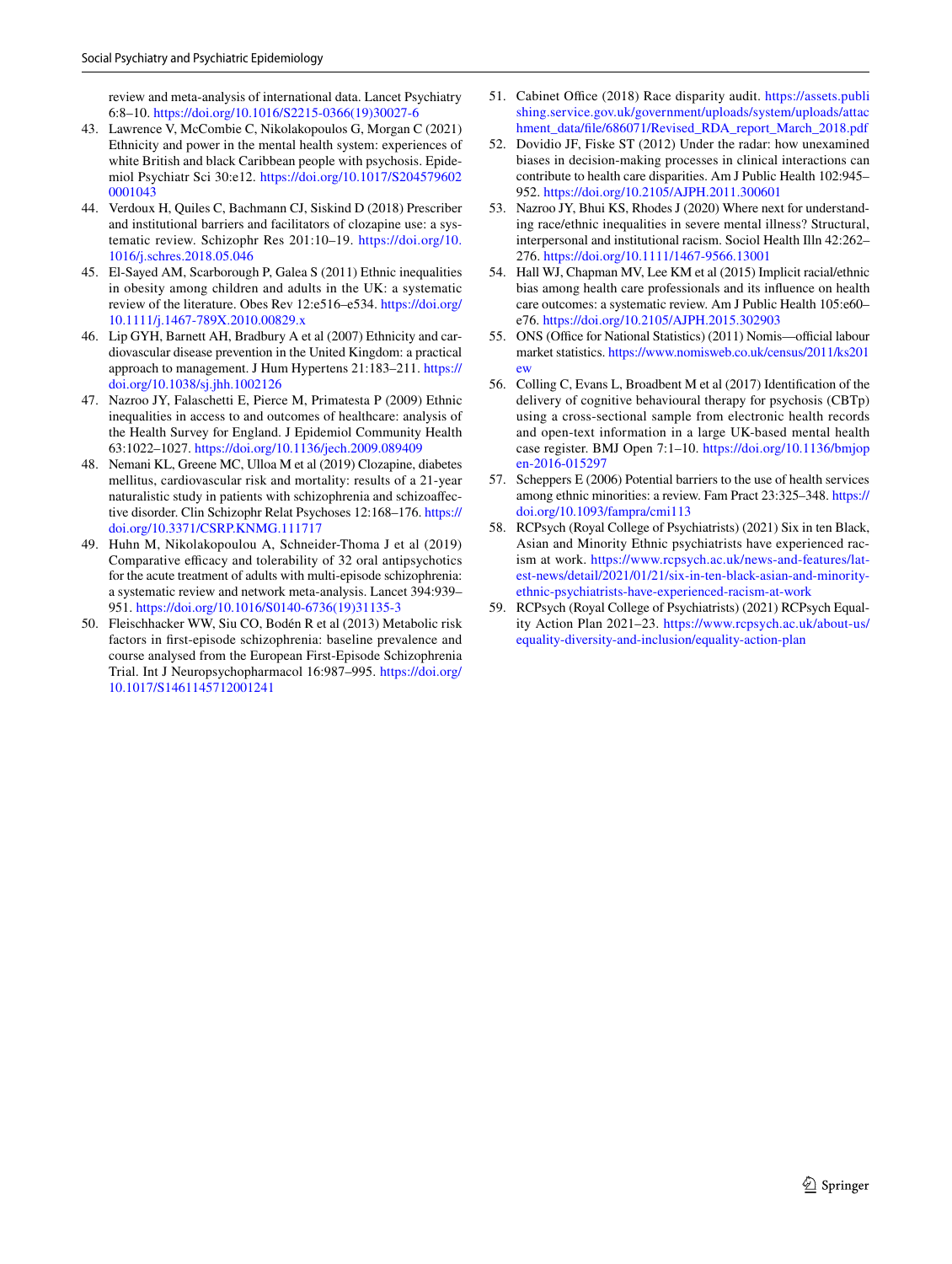review and meta-analysis of international data. Lancet Psychiatry 6:8–10. https://doi.org/10.1016/S2215-0366(19)30027-6

43. Lawrence V, McCombie C, Nikolakopoulos G, Morgan C (2021) Ethnicity and power in the mental health system: experiences of white British and black Caribbean people with psychosis. Epidemiol Psychiatr Sci 30:e12. https://doi.org/10.1017/S2045796020001043
44. Verdoux H, Quiles C, Bachmann CJ, Siskind D (2018) Prescriber and institutional barriers and facilitators of clozapine use: a systematic review. Schizophr Res 201:10–19. https://doi.org/10.1016/j.schres.2018.05.046
45. El-Sayed AM, Scarborough P, Galea S (2011) Ethnic inequalities in obesity among children and adults in the UK: a systematic review of the literature. Obes Rev 12:e516–e534. https://doi.org/10.1111/j.1467-789X.2010.00829.x
46. Lip GYH, Barnett AH, Bradbury A et al (2007) Ethnicity and cardiovascular disease prevention in the United Kingdom: a practical approach to management. J Hum Hypertens 21:183–211. https://doi.org/10.1038/sj.jhh.1002126
47. Nazroo JY, Falaschetti E, Pierce M, Primatesta P (2009) Ethnic inequalities in access to and outcomes of healthcare: analysis of the Health Survey for England. J Epidemiol Community Health 63:1022–1027. https://doi.org/10.1136/jech.2009.089409
48. Nemani KL, Greene MC, Ulloa M et al (2019) Clozapine, diabetes mellitus, cardiovascular risk and mortality: results of a 21-year naturalistic study in patients with schizophrenia and schizoaffective disorder. Clin Schizophr Relat Psychoses 12:168–176. https://doi.org/10.3371/CSRP.KNMG.111717
49. Huhn M, Nikolakopoulou A, Schneider-Thoma J et al (2019) Comparative efficacy and tolerability of 32 oral antipsychotics for the acute treatment of adults with multi-episode schizophrenia: a systematic review and network meta-analysis. Lancet 394:939–951. https://doi.org/10.1016/S0140-6736(19)31135-3
50. Fleischhacker WW, Siu CO, Bodén R et al (2013) Metabolic risk factors in first-episode schizophrenia: baseline prevalence and course analysed from the European First-Episode Schizophrenia Trial. Int J Neuropsychopharmacol 16:987–995. https://doi.org/10.1017/S1461145712001241
51. Cabinet Office (2018) Race disparity audit. https://assets.publishing.service.gov.uk/government/uploads/system/uploads/attachment_data/file/686071/Revised_RDA_report_March_2018.pdf
52. Dovidio JF, Fiske ST (2012) Under the radar: how unexamined biases in decision-making processes in clinical interactions can contribute to health care disparities. Am J Public Health 102:945–952. https://doi.org/10.2105/AJPH.2011.300601
53. Nazroo JY, Bhui KS, Rhodes J (2020) Where next for understanding race/ethnic inequalities in severe mental illness? Structural, interpersonal and institutional racism. Sociol Health Illn 42:262–276. https://doi.org/10.1111/1467-9566.13001
54. Hall WJ, Chapman MV, Lee KM et al (2015) Implicit racial/ethnic bias among health care professionals and its influence on health care outcomes: a systematic review. Am J Public Health 105:e60–e76. https://doi.org/10.2105/AJPH.2015.302903
55. ONS (Office for National Statistics) (2011) Nomis—official labour market statistics. https://www.nomisweb.co.uk/census/2011/ks201ew
56. Colling C, Evans L, Broadbent M et al (2017) Identification of the delivery of cognitive behavioural therapy for psychosis (CBTp) using a cross-sectional sample from electronic health records and open-text information in a large UK-based mental health case register. BMJ Open 7:1–10. https://doi.org/10.1136/bmjopen-2016-015297
57. Scheppers E (2006) Potential barriers to the use of health services among ethnic minorities: a review. Fam Pract 23:325–348. https://doi.org/10.1093/fampra/cmi113
58. RCPsych (Royal College of Psychiatrists) (2021) Six in ten Black, Asian and Minority Ethnic psychiatrists have experienced racism at work. https://www.rcpsych.ac.uk/news-and-features/latest-news/detail/2021/01/21/six-in-ten-black-asian-and-minority-ethnic-psychiatrists-have-experienced-racism-at-work
59. RCPsych (Royal College of Psychiatrists) (2021) RCPsych Equality Action Plan 2021–23. https://www.rcpsych.ac.uk/about-us/equality-diversity-and-inclusion/equality-action-plan